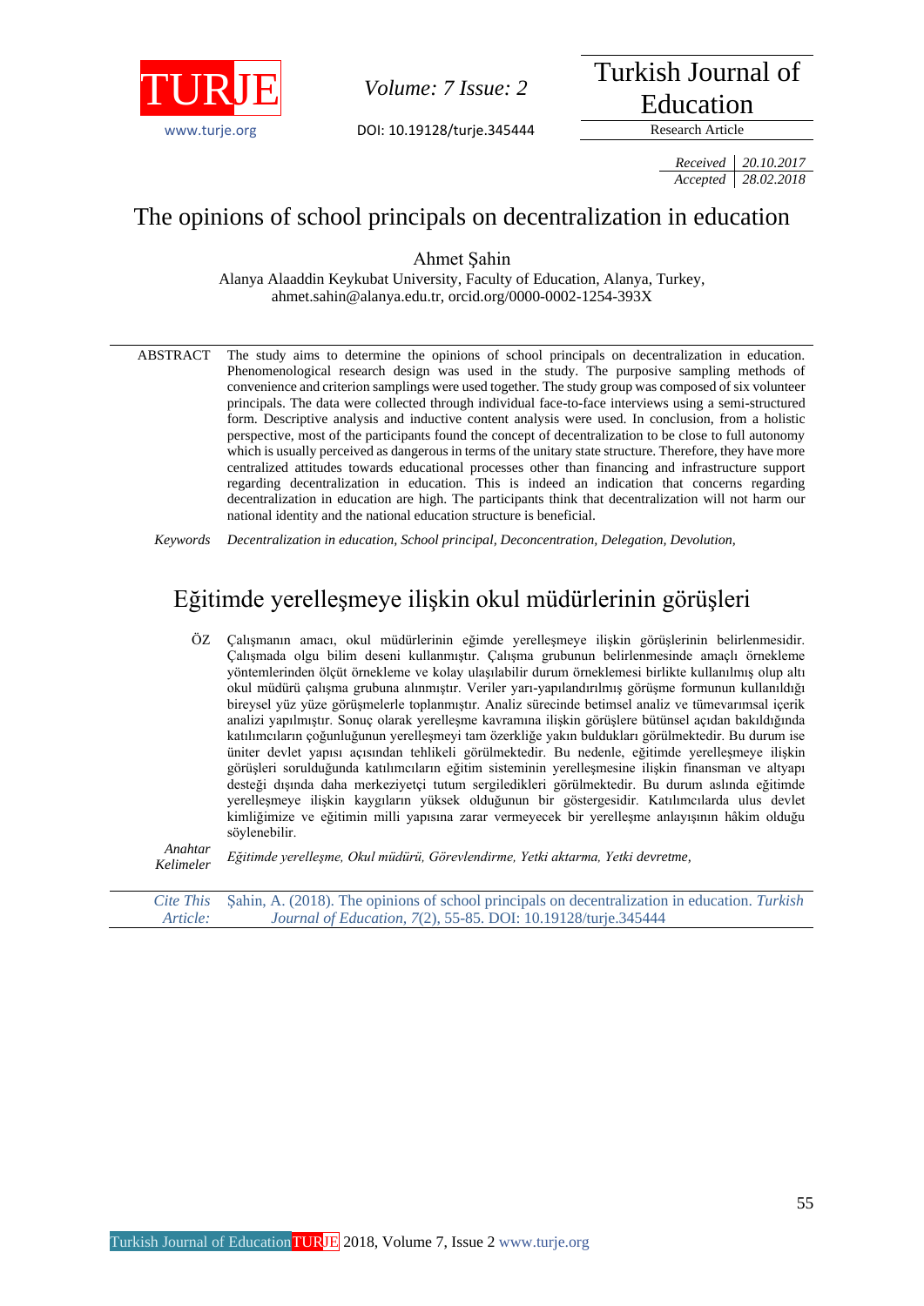Received 20.10.2017
Accepted 28.02.2018

Research Article

DOI: 10.19128/turje.345444

# The opinions of school principals on decentralization in education

Ahmet Şahin

Alanya Alaaddin Keykubat University, Faculty of Education, Alanya, Turkey,
ahmet.sahin@alanya.edu.tr, orcid.org/0000-0002-1254-393X

**ABSTRACT** The study aims to determine the opinions of school principals on decentralization in education. Phenomenological research design was used in the study. The purposive sampling methods of convenience and criterion samplings were used together. The study group was composed of six volunteer principals. The data were collected through individual face-to-face interviews using a semi-structured form. Descriptive analysis and inductive content analysis were used. In conclusion, from a holistic perspective, most of the participants found the concept of decentralization to be close to full autonomy which is usually perceived as dangerous in terms of the unitary state structure. Therefore, they have more centralized attitudes towards educational processes other than financing and infrastructure support regarding decentralization in education. This is indeed an indication that concerns regarding decentralization in education are high. The participants think that decentralization will not harm our national identity and the national education structure is beneficial.

*Keywords* *Decentralization in education, School principal, Deconcentration, Delegation, Devolution,*

# Eğitimde yerelleşmeye ilişkin okul müdürlerinin görüşleri

**ÖZ** Çalışmanın amacı, okul müdürlerinin eğimde yerelleşmeye ilişkin görüşlerinin belirlenmesidir. Çalışmada olgu bilim deseni kullanmıştır. Çalışma grubunun belirlenmesinde amaçlı örnekleme yöntemlerinden ölçüt örnekleme ve kolay ulaşılabilir durum örneklemesi birlikte kullanılmış olup altı okul müdürü çalışma grubuna alınmıştır. Veriler yarı-yapılandırılmış görüşme formunun kullanıldığı bireysel yüz yüze görüşmelerle toplanmıştır. Analiz sürecinde betimsel analiz ve tümevarımsal içerik analizi yapılmıştır. Sonuç olarak yerelleşme kavramına ilişkin görüşlere bütünsel açıdan bakıldığında katılımcıların çoğunluğunun yerelleşmeyi tam özerkliğe yakın buldukları görülmektedir. Bu durum ise üniter devlet yapısı açısından tehlikeli görülmektedir. Bu nedenle, eğitimde yerelleşmeye ilişkin görüşleri sorulduğunda katılımcıların eğitim sisteminin yerelleşmesine ilişkin finansman ve altyapı desteği dışında daha merkeziyetçi tutum sergiledikleri görülmektedir. Bu durum aslında eğitimde yerelleşmeye ilişkin kaygıların yüksek olduğunun bir göstergesidir. Katılımcılarda ulus devlet kimliğimize ve eğitimin milli yapısına zarar vermeyecek bir yerelleşme anlayışının hâkim olduğu söylenebilir.

*Anahtar Kelimeler* *Eğitimde yerelleşme, Okul müdürü, Görevlendirme, Yetki aktarma, Yetki devretme,*

*Cite This Article:* Şahin, A. (2018). The opinions of school principals on decentralization in education. *Turkish Journal of Education, 7*(2), 55-85. DOI: 10.19128/turje.345444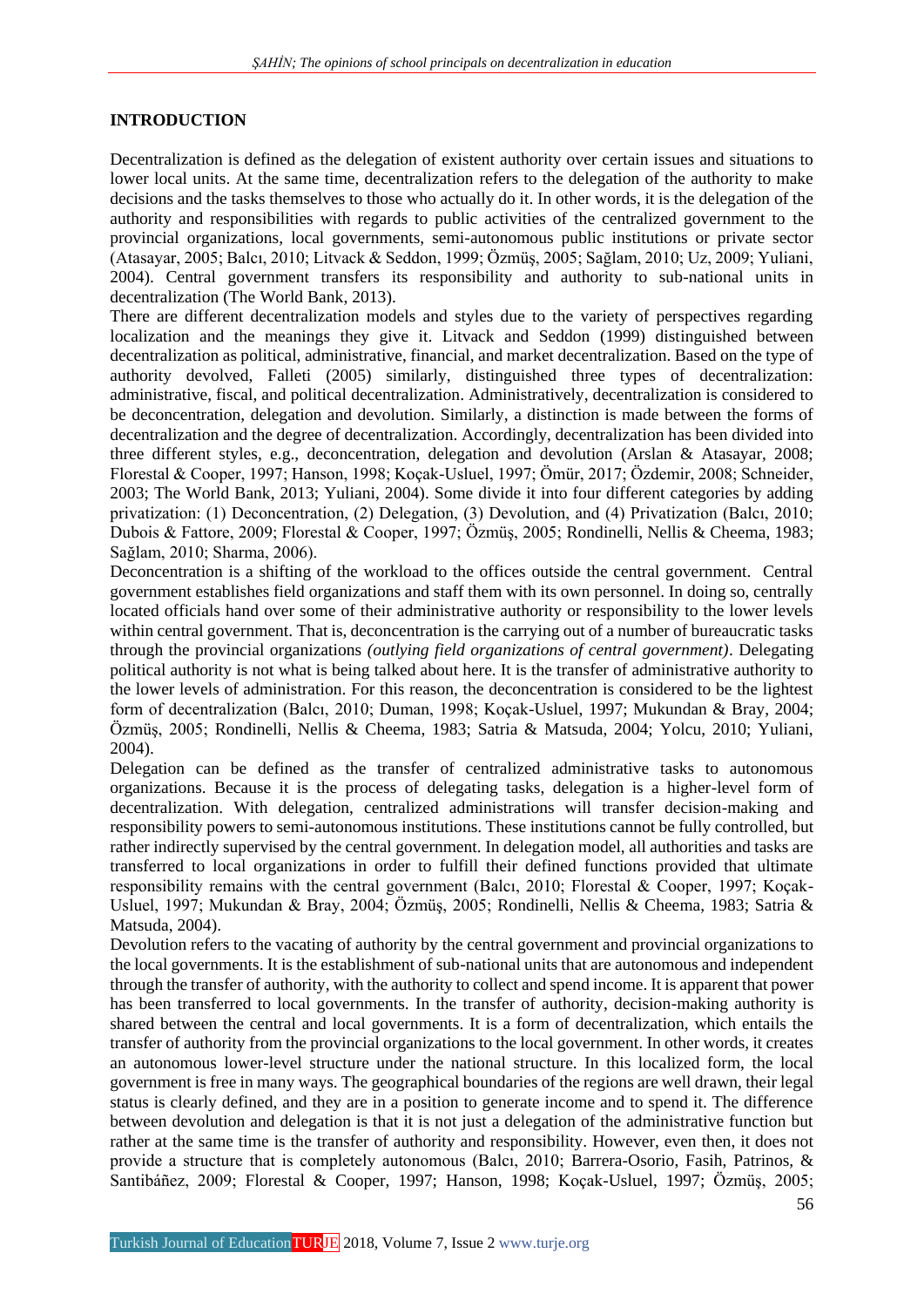## INTRODUCTION

Decentralization is defined as the delegation of existent authority over certain issues and situations to lower local units. At the same time, decentralization refers to the delegation of the authority to make decisions and the tasks themselves to those who actually do it. In other words, it is the delegation of the authority and responsibilities with regards to public activities of the centralized government to the provincial organizations, local governments, semi-autonomous public institutions or private sector (Atasayar, 2005; Balcı, 2010; Litvack & Seddon, 1999; Özmüş, 2005; Sağlam, 2010; Uz, 2009; Yuliani, 2004). Central government transfers its responsibility and authority to sub-national units in decentralization (The World Bank, 2013).

There are different decentralization models and styles due to the variety of perspectives regarding localization and the meanings they give it. Litvack and Seddon (1999) distinguished between decentralization as political, administrative, financial, and market decentralization. Based on the type of authority devolved, Falleti (2005) similarly, distinguished three types of decentralization: administrative, fiscal, and political decentralization. Administratively, decentralization is considered to be deconcentration, delegation and devolution. Similarly, a distinction is made between the forms of decentralization and the degree of decentralization. Accordingly, decentralization has been divided into three different styles, e.g., deconcentration, delegation and devolution (Arslan & Atasayar, 2008; Florestal & Cooper, 1997; Hanson, 1998; Koçak-Usluel, 1997; Ömür, 2017; Özdemir, 2008; Schneider, 2003; The World Bank, 2013; Yuliani, 2004). Some divide it into four different categories by adding privatization: (1) Deconcentration, (2) Delegation, (3) Devolution, and (4) Privatization (Balcı, 2010; Dubois & Fattore, 2009; Florestal & Cooper, 1997; Özmüş, 2005; Rondinelli, Nellis & Cheema, 1983; Sağlam, 2010; Sharma, 2006).

Deconcentration is a shifting of the workload to the offices outside the central government. Central government establishes field organizations and staff them with its own personnel. In doing so, centrally located officials hand over some of their administrative authority or responsibility to the lower levels within central government. That is, deconcentration is the carrying out of a number of bureaucratic tasks through the provincial organizations *(outlying field organizations of central government)*. Delegating political authority is not what is being talked about here. It is the transfer of administrative authority to the lower levels of administration. For this reason, the deconcentration is considered to be the lightest form of decentralization (Balcı, 2010; Duman, 1998; Koçak-Usluel, 1997; Mukundan & Bray, 2004; Özmüş, 2005; Rondinelli, Nellis & Cheema, 1983; Satria & Matsuda, 2004; Yolcu, 2010; Yuliani, 2004).

Delegation can be defined as the transfer of centralized administrative tasks to autonomous organizations. Because it is the process of delegating tasks, delegation is a higher-level form of decentralization. With delegation, centralized administrations will transfer decision-making and responsibility powers to semi-autonomous institutions. These institutions cannot be fully controlled, but rather indirectly supervised by the central government. In delegation model, all authorities and tasks are transferred to local organizations in order to fulfill their defined functions provided that ultimate responsibility remains with the central government (Balcı, 2010; Florestal & Cooper, 1997; Koçak-Usluel, 1997; Mukundan & Bray, 2004; Özmüş, 2005; Rondinelli, Nellis & Cheema, 1983; Satria & Matsuda, 2004).

Devolution refers to the vacating of authority by the central government and provincial organizations to the local governments. It is the establishment of sub-national units that are autonomous and independent through the transfer of authority, with the authority to collect and spend income. It is apparent that power has been transferred to local governments. In the transfer of authority, decision-making authority is shared between the central and local governments. It is a form of decentralization, which entails the transfer of authority from the provincial organizations to the local government. In other words, it creates an autonomous lower-level structure under the national structure. In this localized form, the local government is free in many ways. The geographical boundaries of the regions are well drawn, their legal status is clearly defined, and they are in a position to generate income and to spend it. The difference between devolution and delegation is that it is not just a delegation of the administrative function but rather at the same time is the transfer of authority and responsibility. However, even then, it does not provide a structure that is completely autonomous (Balcı, 2010; Barrera-Osorio, Fasih, Patrinos, & Santibáñez, 2009; Florestal & Cooper, 1997; Hanson, 1998; Koçak-Usluel, 1997; Özmüş, 2005;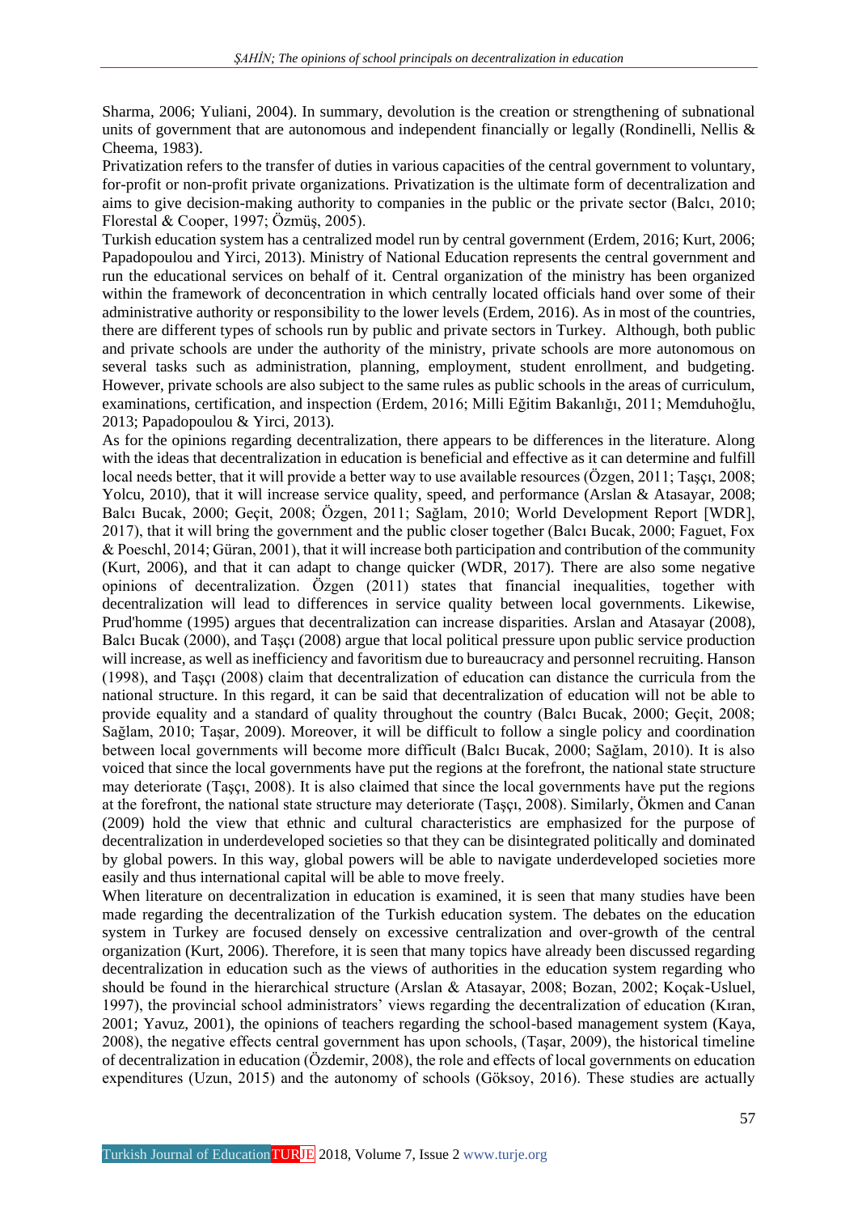Sharma, 2006; Yuliani, 2004). In summary, devolution is the creation or strengthening of subnational units of government that are autonomous and independent financially or legally (Rondinelli, Nellis & Cheema, 1983).

Privatization refers to the transfer of duties in various capacities of the central government to voluntary, for-profit or non-profit private organizations. Privatization is the ultimate form of decentralization and aims to give decision-making authority to companies in the public or the private sector (Balcı, 2010; Florestal & Cooper, 1997; Özmüş, 2005).

Turkish education system has a centralized model run by central government (Erdem, 2016; Kurt, 2006; Papadopoulou and Yirci, 2013). Ministry of National Education represents the central government and run the educational services on behalf of it. Central organization of the ministry has been organized within the framework of deconcentration in which centrally located officials hand over some of their administrative authority or responsibility to the lower levels (Erdem, 2016). As in most of the countries, there are different types of schools run by public and private sectors in Turkey. Although, both public and private schools are under the authority of the ministry, private schools are more autonomous on several tasks such as administration, planning, employment, student enrollment, and budgeting. However, private schools are also subject to the same rules as public schools in the areas of curriculum, examinations, certification, and inspection (Erdem, 2016; Milli Eğitim Bakanlığı, 2011; Memduhoğlu, 2013; Papadopoulou & Yirci, 2013).

As for the opinions regarding decentralization, there appears to be differences in the literature. Along with the ideas that decentralization in education is beneficial and effective as it can determine and fulfill local needs better, that it will provide a better way to use available resources (Özgen, 2011; Taşçı, 2008; Yolcu, 2010), that it will increase service quality, speed, and performance (Arslan & Atasayar, 2008; Balcı Bucak, 2000; Geçit, 2008; Özgen, 2011; Sağlam, 2010; World Development Report [WDR], 2017), that it will bring the government and the public closer together (Balcı Bucak, 2000; Faguet, Fox & Poeschl, 2014; Güran, 2001), that it will increase both participation and contribution of the community (Kurt, 2006), and that it can adapt to change quicker (WDR, 2017). There are also some negative opinions of decentralization. Özgen (2011) states that financial inequalities, together with decentralization will lead to differences in service quality between local governments. Likewise, Prud'homme (1995) argues that decentralization can increase disparities. Arslan and Atasayar (2008), Balcı Bucak (2000), and Taşçı (2008) argue that local political pressure upon public service production will increase, as well as inefficiency and favoritism due to bureaucracy and personnel recruiting. Hanson (1998), and Taşçı (2008) claim that decentralization of education can distance the curricula from the national structure. In this regard, it can be said that decentralization of education will not be able to provide equality and a standard of quality throughout the country (Balcı Bucak, 2000; Geçit, 2008; Sağlam, 2010; Taşar, 2009). Moreover, it will be difficult to follow a single policy and coordination between local governments will become more difficult (Balcı Bucak, 2000; Sağlam, 2010). It is also voiced that since the local governments have put the regions at the forefront, the national state structure may deteriorate (Taşçı, 2008). It is also claimed that since the local governments have put the regions at the forefront, the national state structure may deteriorate (Taşçı, 2008). Similarly, Ökmen and Canan (2009) hold the view that ethnic and cultural characteristics are emphasized for the purpose of decentralization in underdeveloped societies so that they can be disintegrated politically and dominated by global powers. In this way, global powers will be able to navigate underdeveloped societies more easily and thus international capital will be able to move freely.

When literature on decentralization in education is examined, it is seen that many studies have been made regarding the decentralization of the Turkish education system. The debates on the education system in Turkey are focused densely on excessive centralization and over-growth of the central organization (Kurt, 2006). Therefore, it is seen that many topics have already been discussed regarding decentralization in education such as the views of authorities in the education system regarding who should be found in the hierarchical structure (Arslan & Atasayar, 2008; Bozan, 2002; Koçak-Usluel, 1997), the provincial school administrators' views regarding the decentralization of education (Kıran, 2001; Yavuz, 2001), the opinions of teachers regarding the school-based management system (Kaya, 2008), the negative effects central government has upon schools, (Taşar, 2009), the historical timeline of decentralization in education (Özdemir, 2008), the role and effects of local governments on education expenditures (Uzun, 2015) and the autonomy of schools (Göksoy, 2016). These studies are actually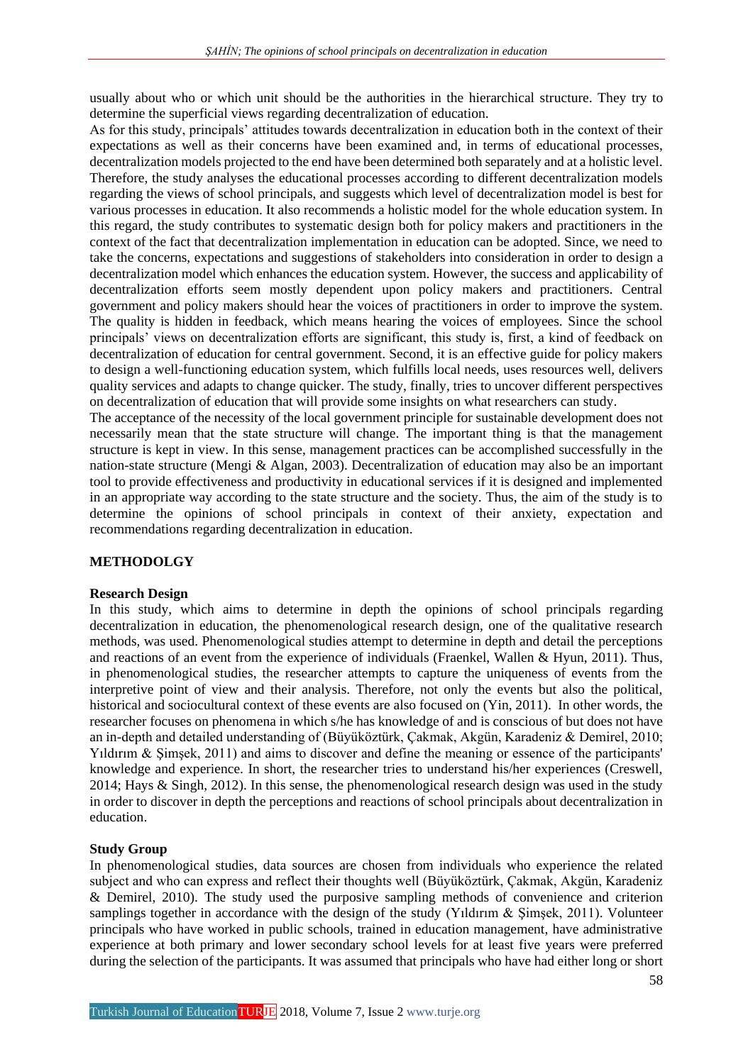usually about who or which unit should be the authorities in the hierarchical structure. They try to determine the superficial views regarding decentralization of education.

As for this study, principals' attitudes towards decentralization in education both in the context of their expectations as well as their concerns have been examined and, in terms of educational processes, decentralization models projected to the end have been determined both separately and at a holistic level. Therefore, the study analyses the educational processes according to different decentralization models regarding the views of school principals, and suggests which level of decentralization model is best for various processes in education. It also recommends a holistic model for the whole education system. In this regard, the study contributes to systematic design both for policy makers and practitioners in the context of the fact that decentralization implementation in education can be adopted. Since, we need to take the concerns, expectations and suggestions of stakeholders into consideration in order to design a decentralization model which enhances the education system. However, the success and applicability of decentralization efforts seem mostly dependent upon policy makers and practitioners. Central government and policy makers should hear the voices of practitioners in order to improve the system. The quality is hidden in feedback, which means hearing the voices of employees. Since the school principals' views on decentralization efforts are significant, this study is, first, a kind of feedback on decentralization of education for central government. Second, it is an effective guide for policy makers to design a well-functioning education system, which fulfills local needs, uses resources well, delivers quality services and adapts to change quicker. The study, finally, tries to uncover different perspectives on decentralization of education that will provide some insights on what researchers can study.

The acceptance of the necessity of the local government principle for sustainable development does not necessarily mean that the state structure will change. The important thing is that the management structure is kept in view. In this sense, management practices can be accomplished successfully in the nation-state structure (Mengi & Algan, 2003). Decentralization of education may also be an important tool to provide effectiveness and productivity in educational services if it is designed and implemented in an appropriate way according to the state structure and the society. Thus, the aim of the study is to determine the opinions of school principals in context of their anxiety, expectation and recommendations regarding decentralization in education.

## METHODOLGY

### Research Design

In this study, which aims to determine in depth the opinions of school principals regarding decentralization in education, the phenomenological research design, one of the qualitative research methods, was used. Phenomenological studies attempt to determine in depth and detail the perceptions and reactions of an event from the experience of individuals (Fraenkel, Wallen & Hyun, 2011). Thus, in phenomenological studies, the researcher attempts to capture the uniqueness of events from the interpretive point of view and their analysis. Therefore, not only the events but also the political, historical and sociocultural context of these events are also focused on (Yin, 2011). In other words, the researcher focuses on phenomena in which s/he has knowledge of and is conscious of but does not have an in-depth and detailed understanding of (Büyüköztürk, Çakmak, Akgün, Karadeniz & Demirel, 2010; Yıldırım & Şimşek, 2011) and aims to discover and define the meaning or essence of the participants' knowledge and experience. In short, the researcher tries to understand his/her experiences (Creswell, 2014; Hays & Singh, 2012). In this sense, the phenomenological research design was used in the study in order to discover in depth the perceptions and reactions of school principals about decentralization in education.

### Study Group

In phenomenological studies, data sources are chosen from individuals who experience the related subject and who can express and reflect their thoughts well (Büyüköztürk, Çakmak, Akgün, Karadeniz & Demirel, 2010). The study used the purposive sampling methods of convenience and criterion samplings together in accordance with the design of the study (Yıldırım & Şimşek, 2011). Volunteer principals who have worked in public schools, trained in education management, have administrative experience at both primary and lower secondary school levels for at least five years were preferred during the selection of the participants. It was assumed that principals who have had either long or short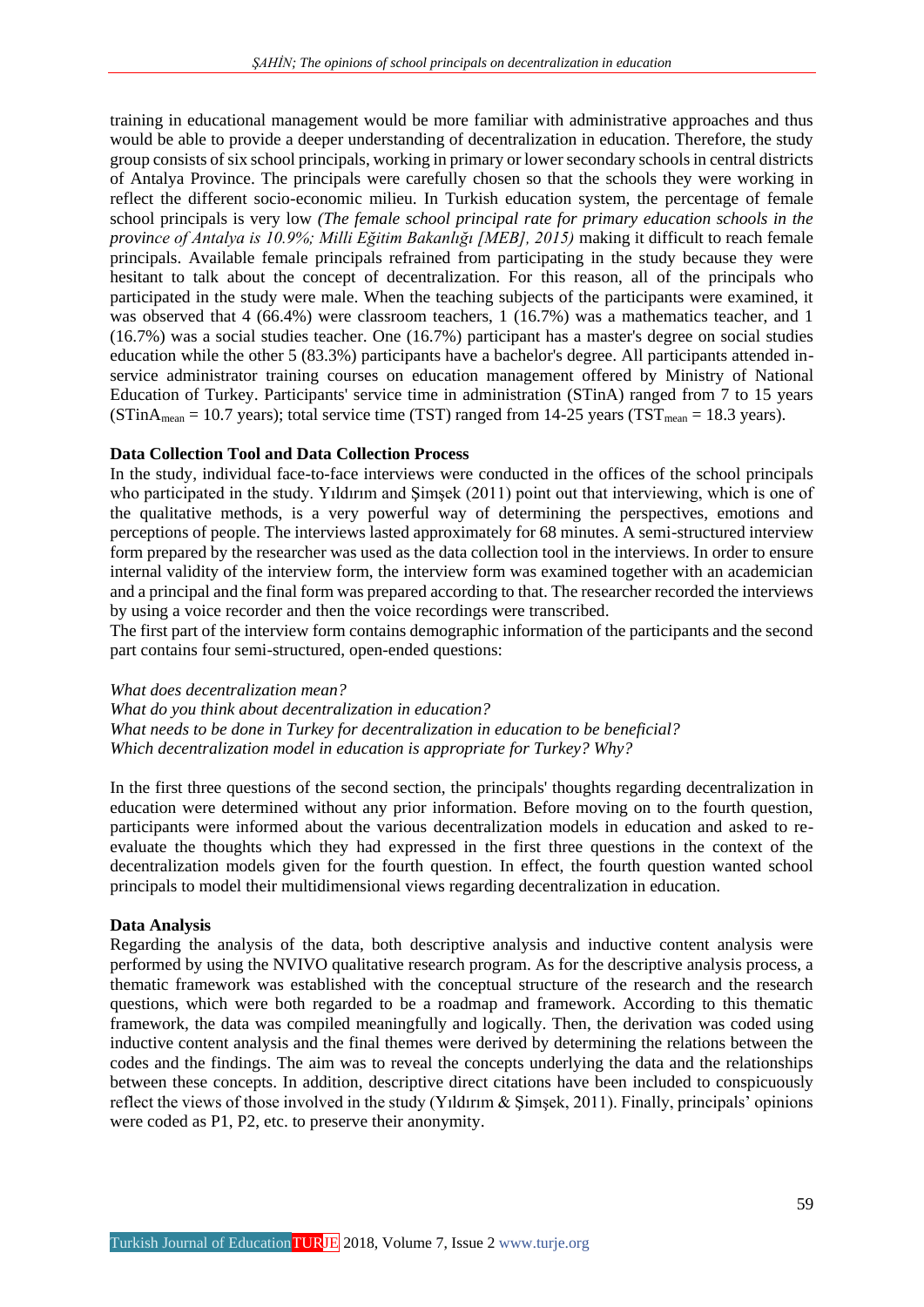training in educational management would be more familiar with administrative approaches and thus would be able to provide a deeper understanding of decentralization in education. Therefore, the study group consists of six school principals, working in primary or lower secondary schools in central districts of Antalya Province. The principals were carefully chosen so that the schools they were working in reflect the different socio-economic milieu. In Turkish education system, the percentage of female school principals is very low *(The female school principal rate for primary education schools in the province of Antalya is 10.9%; Milli Eğitim Bakanlığı [MEB], 2015)* making it difficult to reach female principals. Available female principals refrained from participating in the study because they were hesitant to talk about the concept of decentralization. For this reason, all of the principals who participated in the study were male. When the teaching subjects of the participants were examined, it was observed that 4 (66.4%) were classroom teachers, 1 (16.7%) was a mathematics teacher, and 1 (16.7%) was a social studies teacher. One (16.7%) participant has a master's degree on social studies education while the other 5 (83.3%) participants have a bachelor's degree. All participants attended in-service administrator training courses on education management offered by Ministry of National Education of Turkey. Participants' service time in administration (STinA) ranged from 7 to 15 years ($STinA_{mean}$ = 10.7 years); total service time (TST) ranged from 14-25 years ($TST_{mean}$ = 18.3 years).

**Data Collection Tool and Data Collection Process**

In the study, individual face-to-face interviews were conducted in the offices of the school principals who participated in the study. Yıldırım and Şimşek (2011) point out that interviewing, which is one of the qualitative methods, is a very powerful way of determining the perspectives, emotions and perceptions of people. The interviews lasted approximately for 68 minutes. A semi-structured interview form prepared by the researcher was used as the data collection tool in the interviews. In order to ensure internal validity of the interview form, the interview form was examined together with an academician and a principal and the final form was prepared according to that. The researcher recorded the interviews by using a voice recorder and then the voice recordings were transcribed.

The first part of the interview form contains demographic information of the participants and the second part contains four semi-structured, open-ended questions:

*What does decentralization mean?*
*What do you think about decentralization in education?*
*What needs to be done in Turkey for decentralization in education to be beneficial?*
*Which decentralization model in education is appropriate for Turkey? Why?*

In the first three questions of the second section, the principals' thoughts regarding decentralization in education were determined without any prior information. Before moving on to the fourth question, participants were informed about the various decentralization models in education and asked to re-evaluate the thoughts which they had expressed in the first three questions in the context of the decentralization models given for the fourth question. In effect, the fourth question wanted school principals to model their multidimensional views regarding decentralization in education.

**Data Analysis**

Regarding the analysis of the data, both descriptive analysis and inductive content analysis were performed by using the NVIVO qualitative research program. As for the descriptive analysis process, a thematic framework was established with the conceptual structure of the research and the research questions, which were both regarded to be a roadmap and framework. According to this thematic framework, the data was compiled meaningfully and logically. Then, the derivation was coded using inductive content analysis and the final themes were derived by determining the relations between the codes and the findings. The aim was to reveal the concepts underlying the data and the relationships between these concepts. In addition, descriptive direct citations have been included to conspicuously reflect the views of those involved in the study (Yıldırım & Şimşek, 2011). Finally, principals' opinions were coded as P1, P2, etc. to preserve their anonymity.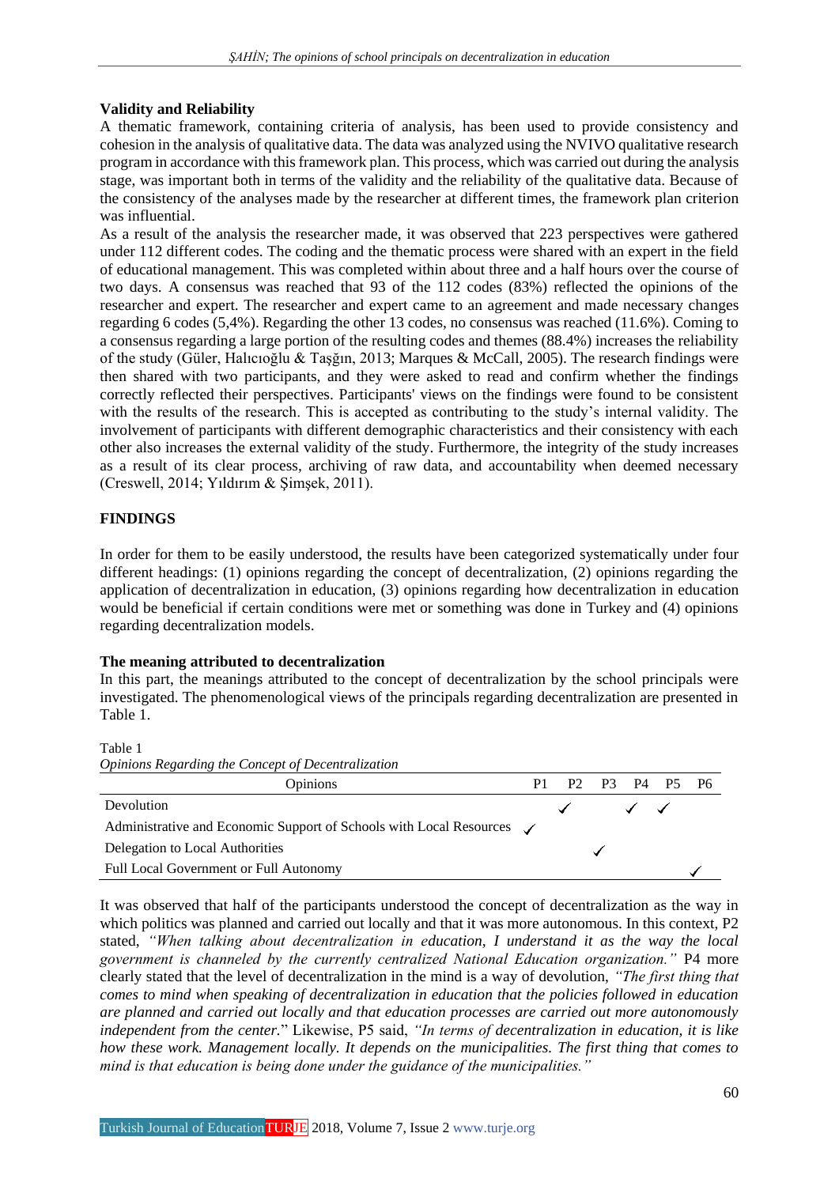### Validity and Reliability

A thematic framework, containing criteria of analysis, has been used to provide consistency and cohesion in the analysis of qualitative data. The data was analyzed using the NVIVO qualitative research program in accordance with this framework plan. This process, which was carried out during the analysis stage, was important both in terms of the validity and the reliability of the qualitative data. Because of the consistency of the analyses made by the researcher at different times, the framework plan criterion was influential.

As a result of the analysis the researcher made, it was observed that 223 perspectives were gathered under 112 different codes. The coding and the thematic process were shared with an expert in the field of educational management. This was completed within about three and a half hours over the course of two days. A consensus was reached that 93 of the 112 codes (83%) reflected the opinions of the researcher and expert. The researcher and expert came to an agreement and made necessary changes regarding 6 codes (5,4%). Regarding the other 13 codes, no consensus was reached (11.6%). Coming to a consensus regarding a large portion of the resulting codes and themes (88.4%) increases the reliability of the study (Güler, Halıcıoğlu & Taşğın, 2013; Marques & McCall, 2005). The research findings were then shared with two participants, and they were asked to read and confirm whether the findings correctly reflected their perspectives. Participants' views on the findings were found to be consistent with the results of the research. This is accepted as contributing to the study's internal validity. The involvement of participants with different demographic characteristics and their consistency with each other also increases the external validity of the study. Furthermore, the integrity of the study increases as a result of its clear process, archiving of raw data, and accountability when deemed necessary (Creswell, 2014; Yıldırım & Şimşek, 2011).

## FINDINGS

In order for them to be easily understood, the results have been categorized systematically under four different headings: (1) opinions regarding the concept of decentralization, (2) opinions regarding the application of decentralization in education, (3) opinions regarding how decentralization in education would be beneficial if certain conditions were met or something was done in Turkey and (4) opinions regarding decentralization models.

### The meaning attributed to decentralization

In this part, the meanings attributed to the concept of decentralization by the school principals were investigated. The phenomenological views of the principals regarding decentralization are presented in Table 1.

Table 1
*Opinions Regarding the Concept of Decentralization*

| Opinions | P1 | P2 | P3 | P4 | P5 | P6 |
|---|---|---|---|---|---|---|
| Devolution | | ✓ | | ✓ | ✓ | |
| Administrative and Economic Support of Schools with Local Resources | ✓ | | | | | |
| Delegation to Local Authorities | | | ✓ | | | |
| Full Local Government or Full Autonomy | | | | | | ✓ |

It was observed that half of the participants understood the concept of decentralization as the way in which politics was planned and carried out locally and that it was more autonomous. In this context, P2 stated, *"When talking about decentralization in education, I understand it as the way the local government is channeled by the currently centralized National Education organization."* P4 more clearly stated that the level of decentralization in the mind is a way of devolution, *"The first thing that comes to mind when speaking of decentralization in education that the policies followed in education are planned and carried out locally and that education processes are carried out more autonomously independent from the center.*" Likewise, P5 said, *"In terms of decentralization in education, it is like how these work. Management locally. It depends on the municipalities. The first thing that comes to mind is that education is being done under the guidance of the municipalities."*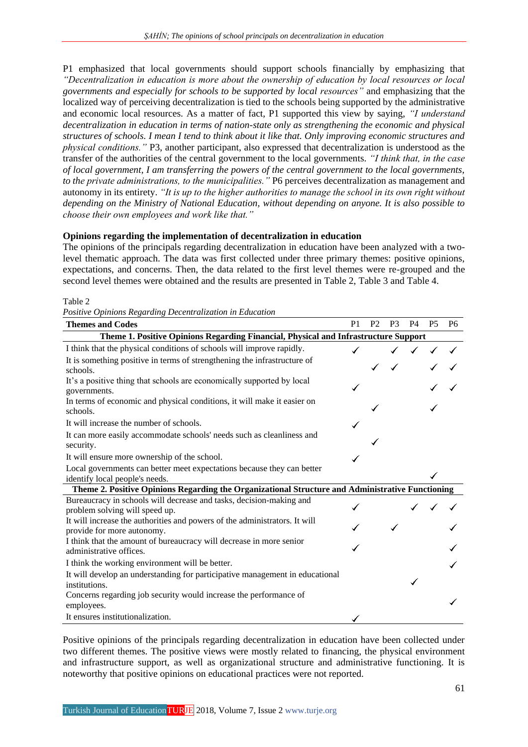P1 emphasized that local governments should support schools financially by emphasizing that *"Decentralization in education is more about the ownership of education by local resources or local governments and especially for schools to be supported by local resources"* and emphasizing that the localized way of perceiving decentralization is tied to the schools being supported by the administrative and economic local resources. As a matter of fact, P1 supported this view by saying, *"I understand decentralization in education in terms of nation-state only as strengthening the economic and physical structures of schools. I mean I tend to think about it like that. Only improving economic structures and physical conditions."* P3, another participant, also expressed that decentralization is understood as the transfer of the authorities of the central government to the local governments. *"I think that, in the case of local government, I am transferring the powers of the central government to the local governments, to the private administrations, to the municipalities."* P6 perceives decentralization as management and autonomy in its entirety. *"It is up to the higher authorities to manage the school in its own right without depending on the Ministry of National Education, without depending on anyone. It is also possible to choose their own employees and work like that."*

**Opinions regarding the implementation of decentralization in education**

The opinions of the principals regarding decentralization in education have been analyzed with a two-level thematic approach. The data was first collected under three primary themes: positive opinions, expectations, and concerns. Then, the data related to the first level themes were re-grouped and the second level themes were obtained and the results are presented in Table 2, Table 3 and Table 4.

Table 2
*Positive Opinions Regarding Decentralization in Education*

| Themes and Codes | P1 | P2 | P3 | P4 | P5 | P6 |
|---|---|---|---|---|---|---|
| **Theme 1. Positive Opinions Regarding Financial, Physical and Infrastructure Support** | | | | | | |
| I think that the physical conditions of schools will improve rapidly. | ✓ | | ✓ | ✓ | ✓ | ✓ |
| It is something positive in terms of strengthening the infrastructure of schools. | | ✓ | ✓ | | ✓ | ✓ |
| It's a positive thing that schools are economically supported by local governments. | ✓ | | | | ✓ | ✓ |
| In terms of economic and physical conditions, it will make it easier on schools. | | ✓ | | | ✓ | |
| It will increase the number of schools. | ✓ | | | | | |
| It can more easily accommodate schools' needs such as cleanliness and security. | | ✓ | | | | |
| It will ensure more ownership of the school. | ✓ | | | | | |
| Local governments can better meet expectations because they can better identify local people's needs. | | | | | ✓ | |
| **Theme 2. Positive Opinions Regarding the Organizational Structure and Administrative Functioning** | | | | | | |
| Bureaucracy in schools will decrease and tasks, decision-making and problem solving will speed up. | ✓ | | | ✓ | ✓ | ✓ |
| It will increase the authorities and powers of the administrators. It will provide for more autonomy. | ✓ | | ✓ | | | ✓ |
| I think that the amount of bureaucracy will decrease in more senior administrative offices. | ✓ | | | | | ✓ |
| I think the working environment will be better. | | | | | | ✓ |
| It will develop an understanding for participative management in educational institutions. | | | | ✓ | | |
| Concerns regarding job security would increase the performance of employees. | | | | | | ✓ |
| It ensures institutionalization. | ✓ | | | | | |

Positive opinions of the principals regarding decentralization in education have been collected under two different themes. The positive views were mostly related to financing, the physical environment and infrastructure support, as well as organizational structure and administrative functioning. It is noteworthy that positive opinions on educational practices were not reported.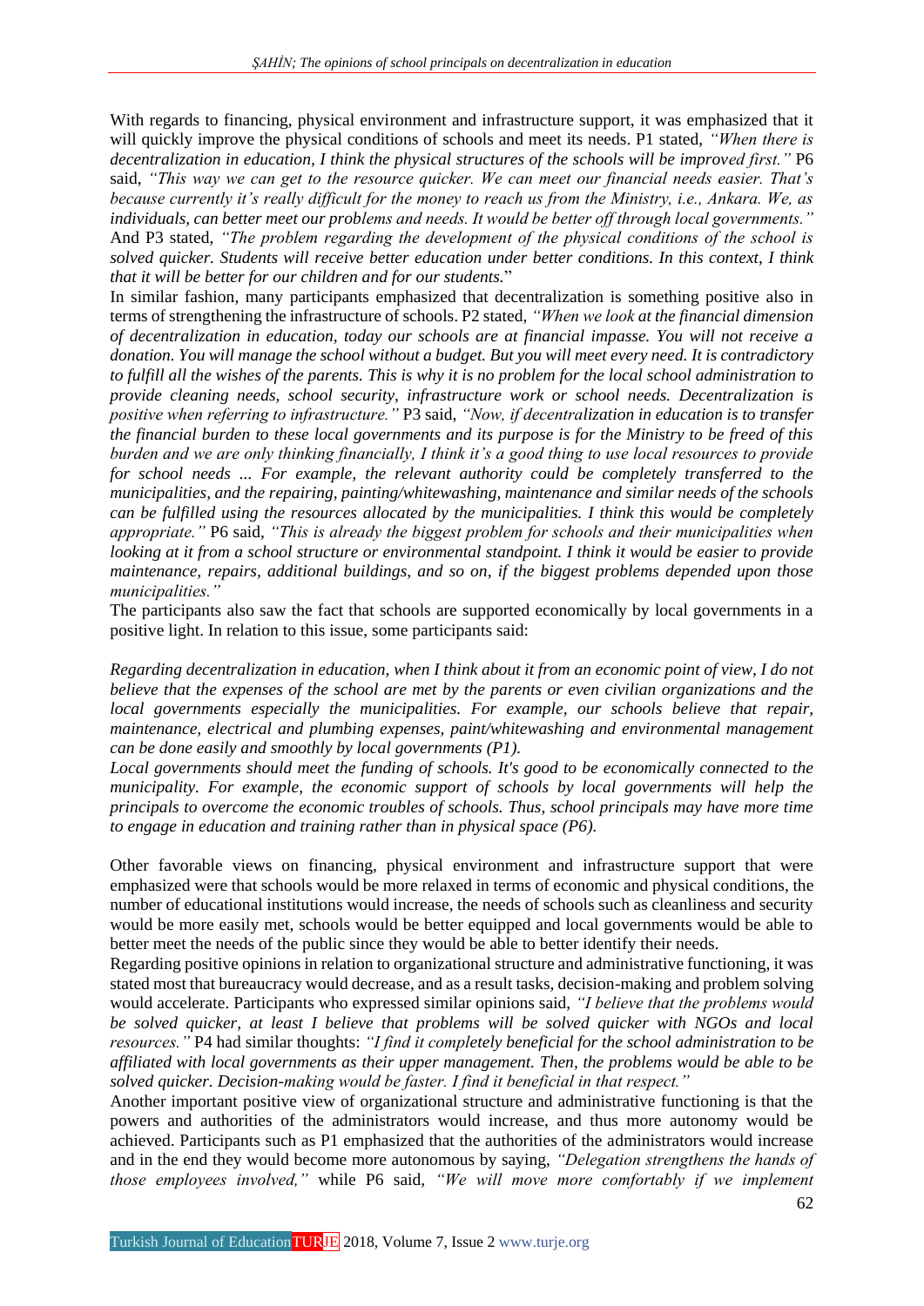With regards to financing, physical environment and infrastructure support, it was emphasized that it will quickly improve the physical conditions of schools and meet its needs. P1 stated, *"When there is decentralization in education, I think the physical structures of the schools will be improved first."* P6 said, *"This way we can get to the resource quicker. We can meet our financial needs easier. That's because currently it's really difficult for the money to reach us from the Ministry, i.e., Ankara. We, as individuals, can better meet our problems and needs. It would be better off through local governments."* And P3 stated, *"The problem regarding the development of the physical conditions of the school is solved quicker. Students will receive better education under better conditions. In this context, I think that it will be better for our children and for our students.*"

In similar fashion, many participants emphasized that decentralization is something positive also in terms of strengthening the infrastructure of schools. P2 stated, *"When we look at the financial dimension of decentralization in education, today our schools are at financial impasse. You will not receive a donation. You will manage the school without a budget. But you will meet every need. It is contradictory to fulfill all the wishes of the parents. This is why it is no problem for the local school administration to provide cleaning needs, school security, infrastructure work or school needs. Decentralization is positive when referring to infrastructure."* P3 said, *"Now, if decentralization in education is to transfer the financial burden to these local governments and its purpose is for the Ministry to be freed of this burden and we are only thinking financially, I think it's a good thing to use local resources to provide for school needs ... For example, the relevant authority could be completely transferred to the municipalities, and the repairing, painting/whitewashing, maintenance and similar needs of the schools can be fulfilled using the resources allocated by the municipalities. I think this would be completely appropriate."* P6 said, *"This is already the biggest problem for schools and their municipalities when looking at it from a school structure or environmental standpoint. I think it would be easier to provide maintenance, repairs, additional buildings, and so on, if the biggest problems depended upon those municipalities."*

The participants also saw the fact that schools are supported economically by local governments in a positive light. In relation to this issue, some participants said:

*Regarding decentralization in education, when I think about it from an economic point of view, I do not believe that the expenses of the school are met by the parents or even civilian organizations and the local governments especially the municipalities. For example, our schools believe that repair, maintenance, electrical and plumbing expenses, paint/whitewashing and environmental management can be done easily and smoothly by local governments (P1).*

*Local governments should meet the funding of schools. It's good to be economically connected to the municipality. For example, the economic support of schools by local governments will help the principals to overcome the economic troubles of schools. Thus, school principals may have more time to engage in education and training rather than in physical space (P6).*

Other favorable views on financing, physical environment and infrastructure support that were emphasized were that schools would be more relaxed in terms of economic and physical conditions, the number of educational institutions would increase, the needs of schools such as cleanliness and security would be more easily met, schools would be better equipped and local governments would be able to better meet the needs of the public since they would be able to better identify their needs.

Regarding positive opinions in relation to organizational structure and administrative functioning, it was stated most that bureaucracy would decrease, and as a result tasks, decision-making and problem solving would accelerate. Participants who expressed similar opinions said, *"I believe that the problems would be solved quicker, at least I believe that problems will be solved quicker with NGOs and local resources."* P4 had similar thoughts: *"I find it completely beneficial for the school administration to be affiliated with local governments as their upper management. Then, the problems would be able to be solved quicker. Decision-making would be faster. I find it beneficial in that respect."*

Another important positive view of organizational structure and administrative functioning is that the powers and authorities of the administrators would increase, and thus more autonomy would be achieved. Participants such as P1 emphasized that the authorities of the administrators would increase and in the end they would become more autonomous by saying, *"Delegation strengthens the hands of those employees involved,"* while P6 said, *"We will move more comfortably if we implement*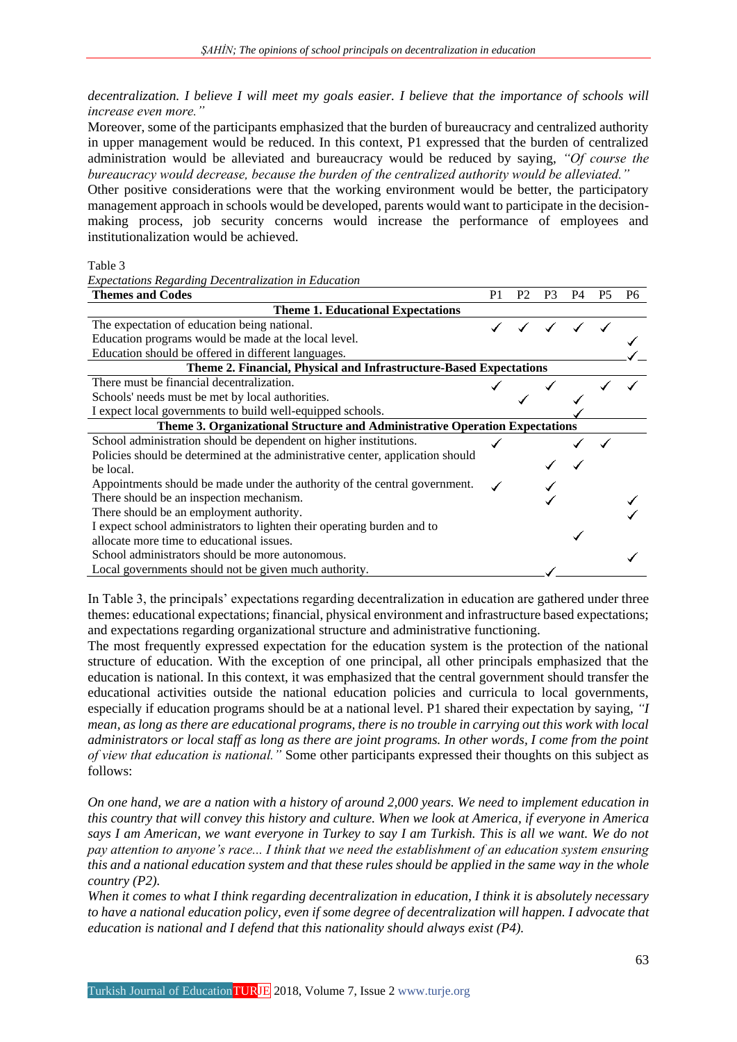*decentralization. I believe I will meet my goals easier. I believe that the importance of schools will increase even more."*

Moreover, some of the participants emphasized that the burden of bureaucracy and centralized authority in upper management would be reduced. In this context, P1 expressed that the burden of centralized administration would be alleviated and bureaucracy would be reduced by saying, *"Of course the bureaucracy would decrease, because the burden of the centralized authority would be alleviated."*

Other positive considerations were that the working environment would be better, the participatory management approach in schools would be developed, parents would want to participate in the decision-making process, job security concerns would increase the performance of employees and institutionalization would be achieved.

Table 3

*Expectations Regarding Decentralization in Education*

| Themes and Codes | P1 | P2 | P3 | P4 | P5 | P6 |
|---|---|---|---|---|---|---|
| **Theme 1. Educational Expectations** | | | | | | |
| The expectation of education being national. | ✓ | ✓ | ✓ | ✓ | ✓ | |
| Education programs would be made at the local level. | | | | | | ✓ |
| Education should be offered in different languages. | | | | | | ✓ |
| **Theme 2. Financial, Physical and Infrastructure-Based Expectations** | | | | | | |
| There must be financial decentralization. | ✓ | | ✓ | | ✓ | ✓ |
| Schools' needs must be met by local authorities. | | ✓ | | ✓ | | |
| I expect local governments to build well-equipped schools. | | | | ✓ | | |
| **Theme 3. Organizational Structure and Administrative Operation Expectations** | | | | | | |
| School administration should be dependent on higher institutions. | ✓ | | | ✓ | ✓ | |
| Policies should be determined at the administrative center, application should be local. | | | ✓ | ✓ | | |
| Appointments should be made under the authority of the central government. | ✓ | | ✓ | | | |
| There should be an inspection mechanism. | | | ✓ | | | ✓ |
| There should be an employment authority. | | | | | | ✓ |
| I expect school administrators to lighten their operating burden and to allocate more time to educational issues. | | | | ✓ | | |
| School administrators should be more autonomous. | | | | | | ✓ |
| Local governments should not be given much authority. | | | ✓ | | | |

In Table 3, the principals' expectations regarding decentralization in education are gathered under three themes: educational expectations; financial, physical environment and infrastructure based expectations; and expectations regarding organizational structure and administrative functioning.

The most frequently expressed expectation for the education system is the protection of the national structure of education. With the exception of one principal, all other principals emphasized that the education is national. In this context, it was emphasized that the central government should transfer the educational activities outside the national education policies and curricula to local governments, especially if education programs should be at a national level. P1 shared their expectation by saying, *"I mean, as long as there are educational programs, there is no trouble in carrying out this work with local administrators or local staff as long as there are joint programs. In other words, I come from the point of view that education is national."* Some other participants expressed their thoughts on this subject as follows:

*On one hand, we are a nation with a history of around 2,000 years. We need to implement education in this country that will convey this history and culture. When we look at America, if everyone in America says I am American, we want everyone in Turkey to say I am Turkish. This is all we want. We do not pay attention to anyone's race... I think that we need the establishment of an education system ensuring this and a national education system and that these rules should be applied in the same way in the whole country (P2).*

*When it comes to what I think regarding decentralization in education, I think it is absolutely necessary to have a national education policy, even if some degree of decentralization will happen. I advocate that education is national and I defend that this nationality should always exist (P4).*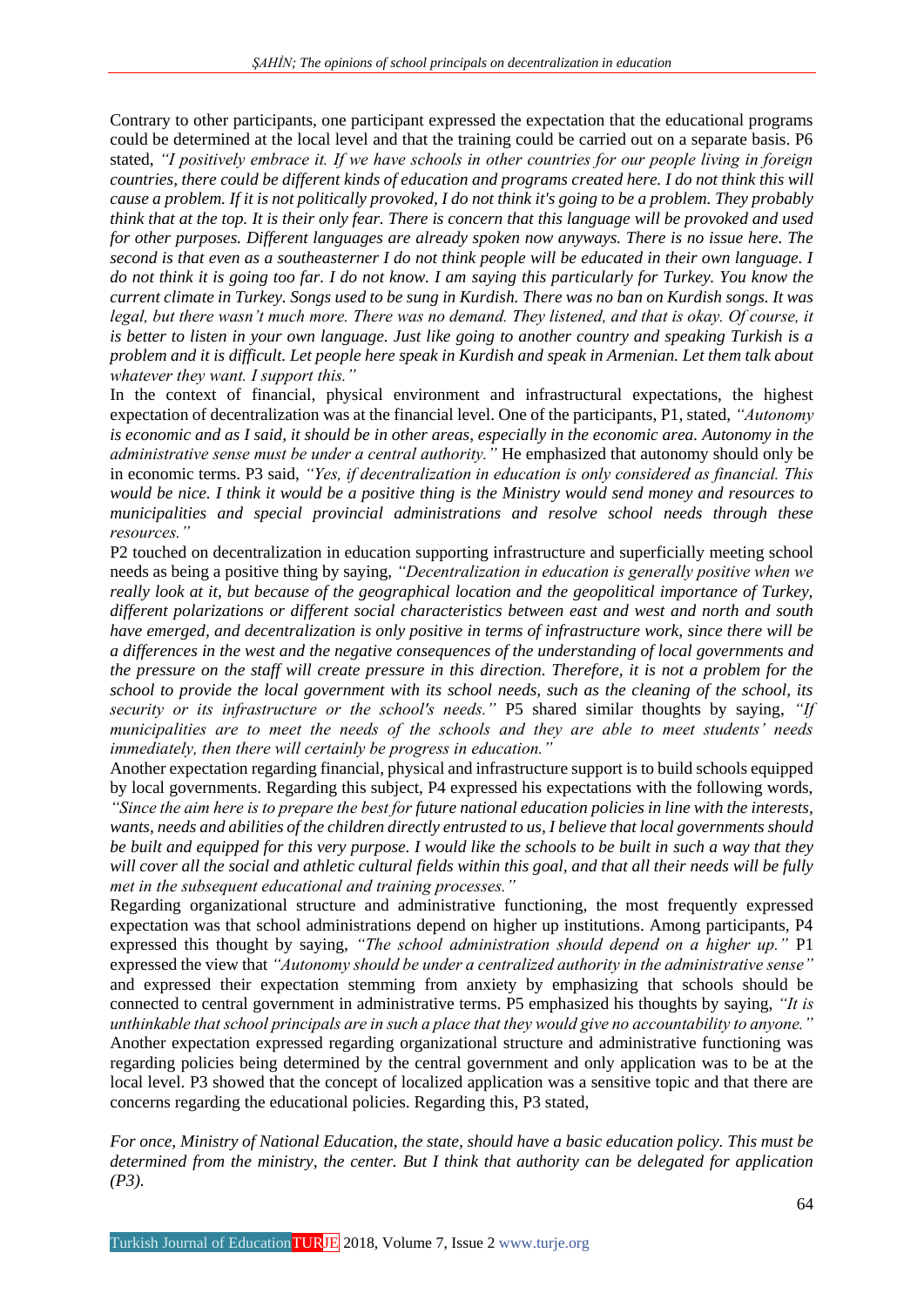Contrary to other participants, one participant expressed the expectation that the educational programs could be determined at the local level and that the training could be carried out on a separate basis. P6 stated, *"I positively embrace it. If we have schools in other countries for our people living in foreign countries, there could be different kinds of education and programs created here. I do not think this will cause a problem. If it is not politically provoked, I do not think it's going to be a problem. They probably think that at the top. It is their only fear. There is concern that this language will be provoked and used for other purposes. Different languages are already spoken now anyways. There is no issue here. The second is that even as a southeasterner I do not think people will be educated in their own language. I do not think it is going too far. I do not know. I am saying this particularly for Turkey. You know the current climate in Turkey. Songs used to be sung in Kurdish. There was no ban on Kurdish songs. It was legal, but there wasn't much more. There was no demand. They listened, and that is okay. Of course, it is better to listen in your own language. Just like going to another country and speaking Turkish is a problem and it is difficult. Let people here speak in Kurdish and speak in Armenian. Let them talk about whatever they want. I support this."*

In the context of financial, physical environment and infrastructural expectations, the highest expectation of decentralization was at the financial level. One of the participants, P1, stated, *"Autonomy is economic and as I said, it should be in other areas, especially in the economic area. Autonomy in the administrative sense must be under a central authority."* He emphasized that autonomy should only be in economic terms. P3 said, *"Yes, if decentralization in education is only considered as financial. This would be nice. I think it would be a positive thing is the Ministry would send money and resources to municipalities and special provincial administrations and resolve school needs through these resources."*

P2 touched on decentralization in education supporting infrastructure and superficially meeting school needs as being a positive thing by saying, *"Decentralization in education is generally positive when we really look at it, but because of the geographical location and the geopolitical importance of Turkey, different polarizations or different social characteristics between east and west and north and south have emerged, and decentralization is only positive in terms of infrastructure work, since there will be a differences in the west and the negative consequences of the understanding of local governments and the pressure on the staff will create pressure in this direction. Therefore, it is not a problem for the school to provide the local government with its school needs, such as the cleaning of the school, its security or its infrastructure or the school's needs."* P5 shared similar thoughts by saying, *"If municipalities are to meet the needs of the schools and they are able to meet students' needs immediately, then there will certainly be progress in education."*

Another expectation regarding financial, physical and infrastructure support is to build schools equipped by local governments. Regarding this subject, P4 expressed his expectations with the following words, *"Since the aim here is to prepare the best for future national education policies in line with the interests, wants, needs and abilities of the children directly entrusted to us, I believe that local governments should be built and equipped for this very purpose. I would like the schools to be built in such a way that they will cover all the social and athletic cultural fields within this goal, and that all their needs will be fully met in the subsequent educational and training processes."*

Regarding organizational structure and administrative functioning, the most frequently expressed expectation was that school administrations depend on higher up institutions. Among participants, P4 expressed this thought by saying, *"The school administration should depend on a higher up."* P1 expressed the view that *"Autonomy should be under a centralized authority in the administrative sense"* and expressed their expectation stemming from anxiety by emphasizing that schools should be connected to central government in administrative terms. P5 emphasized his thoughts by saying, *"It is unthinkable that school principals are in such a place that they would give no accountability to anyone."* Another expectation expressed regarding organizational structure and administrative functioning was regarding policies being determined by the central government and only application was to be at the local level. P3 showed that the concept of localized application was a sensitive topic and that there are concerns regarding the educational policies. Regarding this, P3 stated,

*For once, Ministry of National Education, the state, should have a basic education policy. This must be determined from the ministry, the center. But I think that authority can be delegated for application (P3).*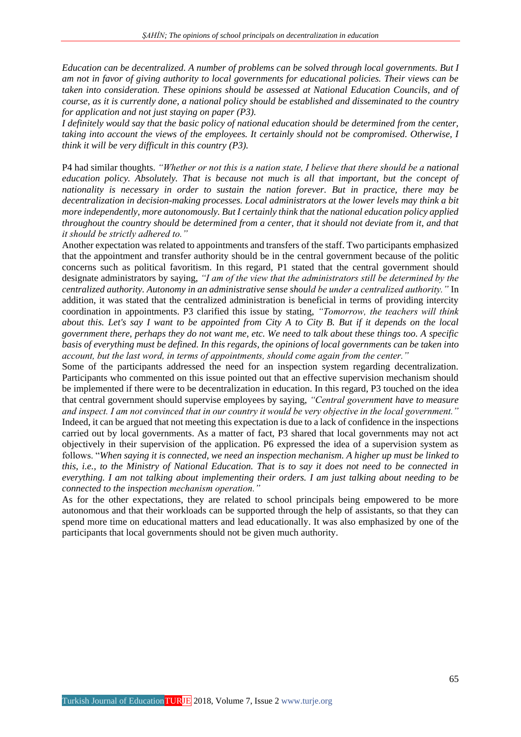*Education can be decentralized. A number of problems can be solved through local governments. But I am not in favor of giving authority to local governments for educational policies. Their views can be taken into consideration. These opinions should be assessed at National Education Councils, and of course, as it is currently done, a national policy should be established and disseminated to the country for application and not just staying on paper (P3).*

*I definitely would say that the basic policy of national education should be determined from the center, taking into account the views of the employees. It certainly should not be compromised. Otherwise, I think it will be very difficult in this country (P3).*

P4 had similar thoughts. *"Whether or not this is a nation state, I believe that there should be a national education policy. Absolutely. That is because not much is all that important, but the concept of nationality is necessary in order to sustain the nation forever. But in practice, there may be decentralization in decision-making processes. Local administrators at the lower levels may think a bit more independently, more autonomously. But I certainly think that the national education policy applied throughout the country should be determined from a center, that it should not deviate from it, and that it should be strictly adhered to."*

Another expectation was related to appointments and transfers of the staff. Two participants emphasized that the appointment and transfer authority should be in the central government because of the politic concerns such as political favoritism. In this regard, P1 stated that the central government should designate administrators by saying, *"I am of the view that the administrators still be determined by the centralized authority. Autonomy in an administrative sense should be under a centralized authority."* In addition, it was stated that the centralized administration is beneficial in terms of providing intercity coordination in appointments. P3 clarified this issue by stating, *"Tomorrow, the teachers will think about this. Let's say I want to be appointed from City A to City B. But if it depends on the local government there, perhaps they do not want me, etc. We need to talk about these things too. A specific basis of everything must be defined. In this regards, the opinions of local governments can be taken into account, but the last word, in terms of appointments, should come again from the center."*

Some of the participants addressed the need for an inspection system regarding decentralization. Participants who commented on this issue pointed out that an effective supervision mechanism should be implemented if there were to be decentralization in education. In this regard, P3 touched on the idea that central government should supervise employees by saying, *"Central government have to measure and inspect. I am not convinced that in our country it would be very objective in the local government."* Indeed, it can be argued that not meeting this expectation is due to a lack of confidence in the inspections carried out by local governments. As a matter of fact, P3 shared that local governments may not act objectively in their supervision of the application. P6 expressed the idea of a supervision system as follows. "*When saying it is connected, we need an inspection mechanism. A higher up must be linked to this, i.e., to the Ministry of National Education. That is to say it does not need to be connected in everything. I am not talking about implementing their orders. I am just talking about needing to be connected to the inspection mechanism operation."*

As for the other expectations, they are related to school principals being empowered to be more autonomous and that their workloads can be supported through the help of assistants, so that they can spend more time on educational matters and lead educationally. It was also emphasized by one of the participants that local governments should not be given much authority.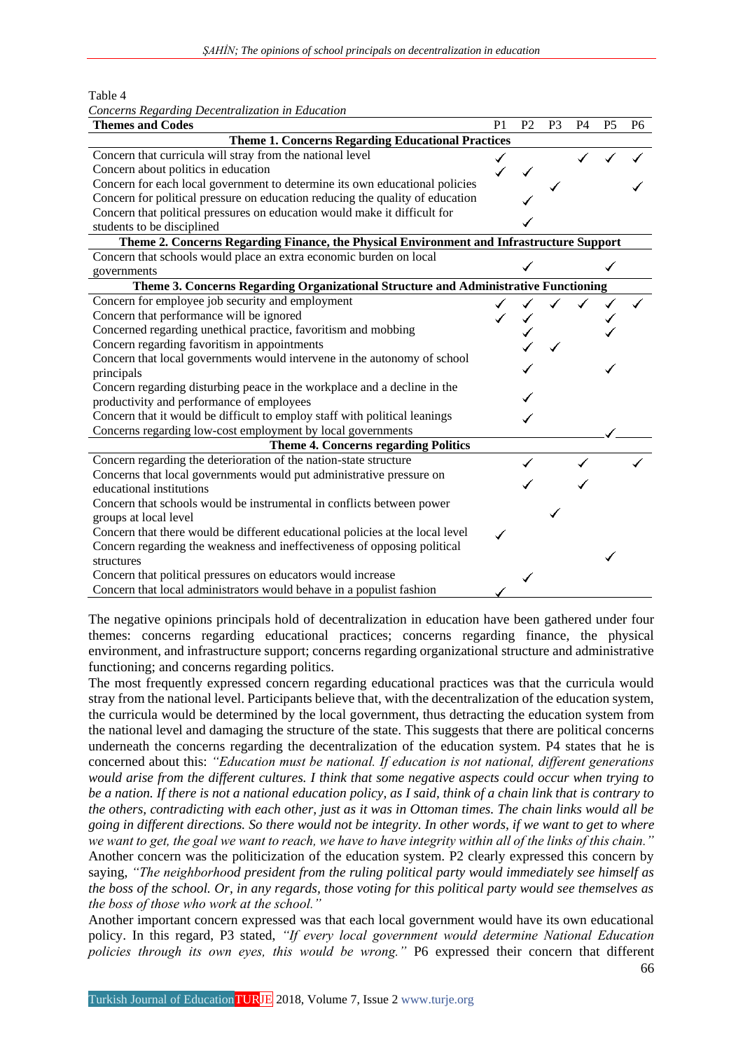Table 4

*Concerns Regarding Decentralization in Education*

| Themes and Codes | P1 | P2 | P3 | P4 | P5 | P6 |
|---|---|---|---|---|---|---|
| **Theme 1. Concerns Regarding Educational Practices** | | | | | | |
| Concern that curricula will stray from the national level | ✓ | | | ✓ | ✓ | ✓ |
| Concern about politics in education | ✓ | ✓ | | | | |
| Concern for each local government to determine its own educational policies | | | ✓ | | | ✓ |
| Concern for political pressure on education reducing the quality of education | | ✓ | | | | |
| Concern that political pressures on education would make it difficult for students to be disciplined | | ✓ | | | | |
| **Theme 2. Concerns Regarding Finance, the Physical Environment and Infrastructure Support** | | | | | | |
| Concern that schools would place an extra economic burden on local governments | | ✓ | | | ✓ | |
| **Theme 3. Concerns Regarding Organizational Structure and Administrative Functioning** | | | | | | |
| Concern for employee job security and employment | ✓ | ✓ | ✓ | ✓ | ✓ | ✓ |
| Concern that performance will be ignored | ✓ | ✓ | | | ✓ | |
| Concerned regarding unethical practice, favoritism and mobbing | | ✓ | | | ✓ | |
| Concern regarding favoritism in appointments | | ✓ | ✓ | | | |
| Concern that local governments would intervene in the autonomy of school principals | | ✓ | | | ✓ | |
| Concern regarding disturbing peace in the workplace and a decline in the productivity and performance of employees | | ✓ | | | | |
| Concern that it would be difficult to employ staff with political leanings | | ✓ | | | | |
| Concerns regarding low-cost employment by local governments | | | | | ✓ | |
| **Theme 4. Concerns regarding Politics** | | | | | | |
| Concern regarding the deterioration of the nation-state structure | | ✓ | | ✓ | | ✓ |
| Concerns that local governments would put administrative pressure on educational institutions | | ✓ | | ✓ | | |
| Concern that schools would be instrumental in conflicts between power groups at local level | | | ✓ | | | |
| Concern that there would be different educational policies at the local level | ✓ | | | | | |
| Concern regarding the weakness and ineffectiveness of opposing political structures | | | | | ✓ | |
| Concern that political pressures on educators would increase | | ✓ | | | | |
| Concern that local administrators would behave in a populist fashion | ✓ | | | | | |

The negative opinions principals hold of decentralization in education have been gathered under four themes: concerns regarding educational practices; concerns regarding finance, the physical environment, and infrastructure support; concerns regarding organizational structure and administrative functioning; and concerns regarding politics.

The most frequently expressed concern regarding educational practices was that the curricula would stray from the national level. Participants believe that, with the decentralization of the education system, the curricula would be determined by the local government, thus detracting the education system from the national level and damaging the structure of the state. This suggests that there are political concerns underneath the concerns regarding the decentralization of the education system. P4 states that he is concerned about this: *"Education must be national. If education is not national, different generations would arise from the different cultures. I think that some negative aspects could occur when trying to be a nation. If there is not a national education policy, as I said, think of a chain link that is contrary to the others, contradicting with each other, just as it was in Ottoman times. The chain links would all be going in different directions. So there would not be integrity. In other words, if we want to get to where we want to get, the goal we want to reach, we have to have integrity within all of the links of this chain."*

Another concern was the politicization of the education system. P2 clearly expressed this concern by saying, *"The neighborhood president from the ruling political party would immediately see himself as the boss of the school. Or, in any regards, those voting for this political party would see themselves as the boss of those who work at the school."*

Another important concern expressed was that each local government would have its own educational policy. In this regard, P3 stated, *"If every local government would determine National Education policies through its own eyes, this would be wrong."* P6 expressed their concern that different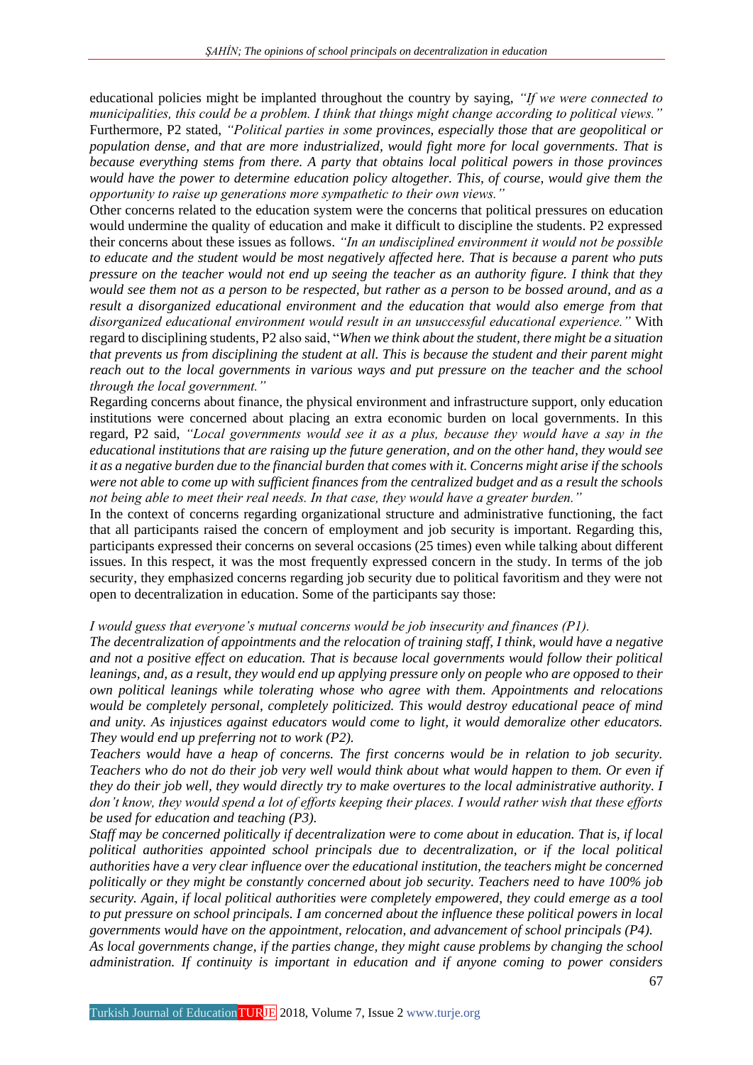educational policies might be implanted throughout the country by saying, *"If we were connected to municipalities, this could be a problem. I think that things might change according to political views."* Furthermore, P2 stated, *"Political parties in some provinces, especially those that are geopolitical or population dense, and that are more industrialized, would fight more for local governments. That is because everything stems from there. A party that obtains local political powers in those provinces would have the power to determine education policy altogether. This, of course, would give them the opportunity to raise up generations more sympathetic to their own views."*

Other concerns related to the education system were the concerns that political pressures on education would undermine the quality of education and make it difficult to discipline the students. P2 expressed their concerns about these issues as follows. *"In an undisciplined environment it would not be possible to educate and the student would be most negatively affected here. That is because a parent who puts pressure on the teacher would not end up seeing the teacher as an authority figure. I think that they would see them not as a person to be respected, but rather as a person to be bossed around, and as a result a disorganized educational environment and the education that would also emerge from that disorganized educational environment would result in an unsuccessful educational experience."* With regard to disciplining students, P2 also said, "*When we think about the student, there might be a situation that prevents us from disciplining the student at all. This is because the student and their parent might reach out to the local governments in various ways and put pressure on the teacher and the school through the local government."*

Regarding concerns about finance, the physical environment and infrastructure support, only education institutions were concerned about placing an extra economic burden on local governments. In this regard, P2 said, *"Local governments would see it as a plus, because they would have a say in the educational institutions that are raising up the future generation, and on the other hand, they would see it as a negative burden due to the financial burden that comes with it. Concerns might arise if the schools were not able to come up with sufficient finances from the centralized budget and as a result the schools not being able to meet their real needs. In that case, they would have a greater burden."*

In the context of concerns regarding organizational structure and administrative functioning, the fact that all participants raised the concern of employment and job security is important. Regarding this, participants expressed their concerns on several occasions (25 times) even while talking about different issues. In this respect, it was the most frequently expressed concern in the study. In terms of the job security, they emphasized concerns regarding job security due to political favoritism and they were not open to decentralization in education. Some of the participants say those:

*I would guess that everyone's mutual concerns would be job insecurity and finances (P1).*

*The decentralization of appointments and the relocation of training staff, I think, would have a negative and not a positive effect on education. That is because local governments would follow their political leanings, and, as a result, they would end up applying pressure only on people who are opposed to their own political leanings while tolerating whose who agree with them. Appointments and relocations would be completely personal, completely politicized. This would destroy educational peace of mind and unity. As injustices against educators would come to light, it would demoralize other educators. They would end up preferring not to work (P2).*

*Teachers would have a heap of concerns. The first concerns would be in relation to job security. Teachers who do not do their job very well would think about what would happen to them. Or even if they do their job well, they would directly try to make overtures to the local administrative authority. I don't know, they would spend a lot of efforts keeping their places. I would rather wish that these efforts be used for education and teaching (P3).*

*Staff may be concerned politically if decentralization were to come about in education. That is, if local political authorities appointed school principals due to decentralization, or if the local political authorities have a very clear influence over the educational institution, the teachers might be concerned politically or they might be constantly concerned about job security. Teachers need to have 100% job security. Again, if local political authorities were completely empowered, they could emerge as a tool to put pressure on school principals. I am concerned about the influence these political powers in local governments would have on the appointment, relocation, and advancement of school principals (P4).*

*As local governments change, if the parties change, they might cause problems by changing the school administration. If continuity is important in education and if anyone coming to power considers*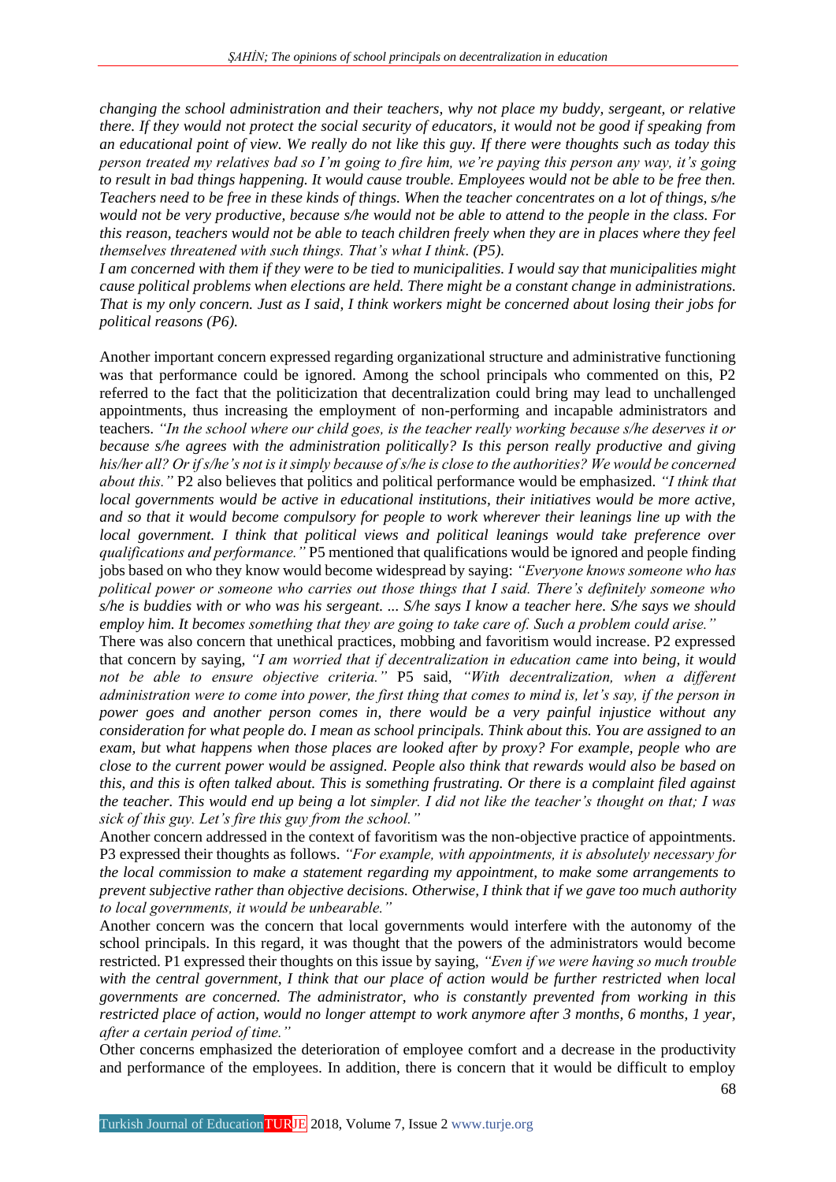*changing the school administration and their teachers, why not place my buddy, sergeant, or relative there. If they would not protect the social security of educators, it would not be good if speaking from an educational point of view. We really do not like this guy. If there were thoughts such as today this person treated my relatives bad so I'm going to fire him, we're paying this person any way, it's going to result in bad things happening. It would cause trouble. Employees would not be able to be free then. Teachers need to be free in these kinds of things. When the teacher concentrates on a lot of things, s/he would not be very productive, because s/he would not be able to attend to the people in the class. For this reason, teachers would not be able to teach children freely when they are in places where they feel themselves threatened with such things. That's what I think. (P5).*

*I am concerned with them if they were to be tied to municipalities. I would say that municipalities might cause political problems when elections are held. There might be a constant change in administrations. That is my only concern. Just as I said, I think workers might be concerned about losing their jobs for political reasons (P6).*

Another important concern expressed regarding organizational structure and administrative functioning was that performance could be ignored. Among the school principals who commented on this, P2 referred to the fact that the politicization that decentralization could bring may lead to unchallenged appointments, thus increasing the employment of non-performing and incapable administrators and teachers. *"In the school where our child goes, is the teacher really working because s/he deserves it or because s/he agrees with the administration politically? Is this person really productive and giving his/her all? Or if s/he's not is it simply because of s/he is close to the authorities? We would be concerned about this."* P2 also believes that politics and political performance would be emphasized. *"I think that local governments would be active in educational institutions, their initiatives would be more active, and so that it would become compulsory for people to work wherever their leanings line up with the local government. I think that political views and political leanings would take preference over qualifications and performance."* P5 mentioned that qualifications would be ignored and people finding jobs based on who they know would become widespread by saying: *"Everyone knows someone who has political power or someone who carries out those things that I said. There's definitely someone who s/he is buddies with or who was his sergeant. ... S/he says I know a teacher here. S/he says we should employ him. It becomes something that they are going to take care of. Such a problem could arise."*

There was also concern that unethical practices, mobbing and favoritism would increase. P2 expressed that concern by saying, *"I am worried that if decentralization in education came into being, it would not be able to ensure objective criteria."* P5 said, *"With decentralization, when a different administration were to come into power, the first thing that comes to mind is, let's say, if the person in power goes and another person comes in, there would be a very painful injustice without any consideration for what people do. I mean as school principals. Think about this. You are assigned to an exam, but what happens when those places are looked after by proxy? For example, people who are close to the current power would be assigned. People also think that rewards would also be based on this, and this is often talked about. This is something frustrating. Or there is a complaint filed against the teacher. This would end up being a lot simpler. I did not like the teacher's thought on that; I was sick of this guy. Let's fire this guy from the school."*

Another concern addressed in the context of favoritism was the non-objective practice of appointments. P3 expressed their thoughts as follows. *"For example, with appointments, it is absolutely necessary for the local commission to make a statement regarding my appointment, to make some arrangements to prevent subjective rather than objective decisions. Otherwise, I think that if we gave too much authority to local governments, it would be unbearable."*

Another concern was the concern that local governments would interfere with the autonomy of the school principals. In this regard, it was thought that the powers of the administrators would become restricted. P1 expressed their thoughts on this issue by saying, *"Even if we were having so much trouble with the central government, I think that our place of action would be further restricted when local governments are concerned. The administrator, who is constantly prevented from working in this restricted place of action, would no longer attempt to work anymore after 3 months, 6 months, 1 year, after a certain period of time."*

Other concerns emphasized the deterioration of employee comfort and a decrease in the productivity and performance of the employees. In addition, there is concern that it would be difficult to employ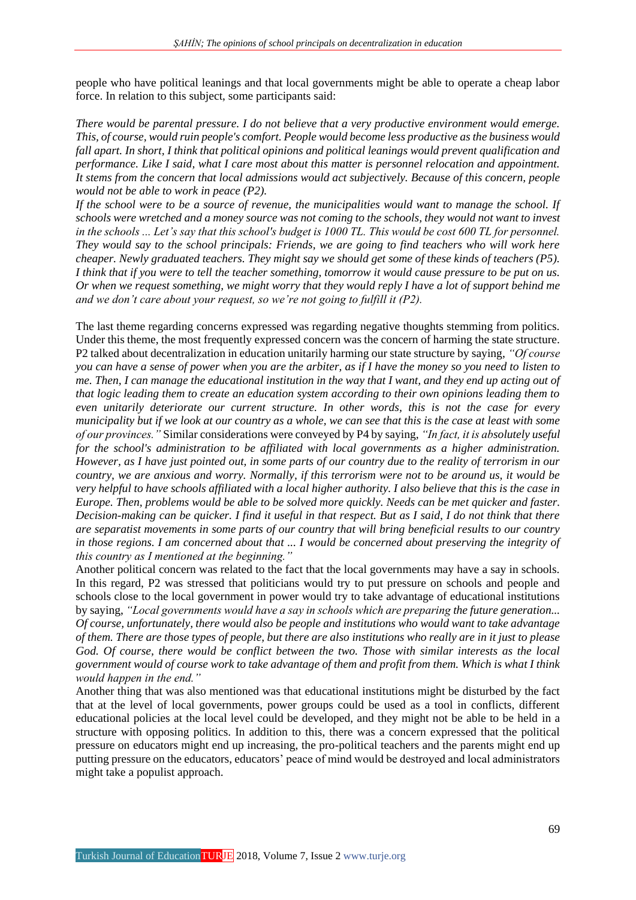people who have political leanings and that local governments might be able to operate a cheap labor force. In relation to this subject, some participants said:

*There would be parental pressure. I do not believe that a very productive environment would emerge. This, of course, would ruin people's comfort. People would become less productive as the business would fall apart. In short, I think that political opinions and political leanings would prevent qualification and performance. Like I said, what I care most about this matter is personnel relocation and appointment. It stems from the concern that local admissions would act subjectively. Because of this concern, people would not be able to work in peace (P2).*

*If the school were to be a source of revenue, the municipalities would want to manage the school. If schools were wretched and a money source was not coming to the schools, they would not want to invest in the schools ... Let's say that this school's budget is 1000 TL. This would be cost 600 TL for personnel. They would say to the school principals: Friends, we are going to find teachers who will work here cheaper. Newly graduated teachers. They might say we should get some of these kinds of teachers (P5).*

*I think that if you were to tell the teacher something, tomorrow it would cause pressure to be put on us. Or when we request something, we might worry that they would reply I have a lot of support behind me and we don't care about your request, so we're not going to fulfill it (P2).*

The last theme regarding concerns expressed was regarding negative thoughts stemming from politics. Under this theme, the most frequently expressed concern was the concern of harming the state structure. P2 talked about decentralization in education unitarily harming our state structure by saying, *"Of course you can have a sense of power when you are the arbiter, as if I have the money so you need to listen to me. Then, I can manage the educational institution in the way that I want, and they end up acting out of that logic leading them to create an education system according to their own opinions leading them to even unitarily deteriorate our current structure. In other words, this is not the case for every municipality but if we look at our country as a whole, we can see that this is the case at least with some of our provinces."* Similar considerations were conveyed by P4 by saying, *"In fact, it is absolutely useful for the school's administration to be affiliated with local governments as a higher administration. However, as I have just pointed out, in some parts of our country due to the reality of terrorism in our country, we are anxious and worry. Normally, if this terrorism were not to be around us, it would be very helpful to have schools affiliated with a local higher authority. I also believe that this is the case in Europe. Then, problems would be able to be solved more quickly. Needs can be met quicker and faster. Decision-making can be quicker. I find it useful in that respect. But as I said, I do not think that there are separatist movements in some parts of our country that will bring beneficial results to our country in those regions. I am concerned about that ... I would be concerned about preserving the integrity of this country as I mentioned at the beginning."*

Another political concern was related to the fact that the local governments may have a say in schools. In this regard, P2 was stressed that politicians would try to put pressure on schools and people and schools close to the local government in power would try to take advantage of educational institutions by saying, *"Local governments would have a say in schools which are preparing the future generation... Of course, unfortunately, there would also be people and institutions who would want to take advantage of them. There are those types of people, but there are also institutions who really are in it just to please God. Of course, there would be conflict between the two. Those with similar interests as the local government would of course work to take advantage of them and profit from them. Which is what I think would happen in the end."*

Another thing that was also mentioned was that educational institutions might be disturbed by the fact that at the level of local governments, power groups could be used as a tool in conflicts, different educational policies at the local level could be developed, and they might not be able to be held in a structure with opposing politics. In addition to this, there was a concern expressed that the political pressure on educators might end up increasing, the pro-political teachers and the parents might end up putting pressure on the educators, educators' peace of mind would be destroyed and local administrators might take a populist approach.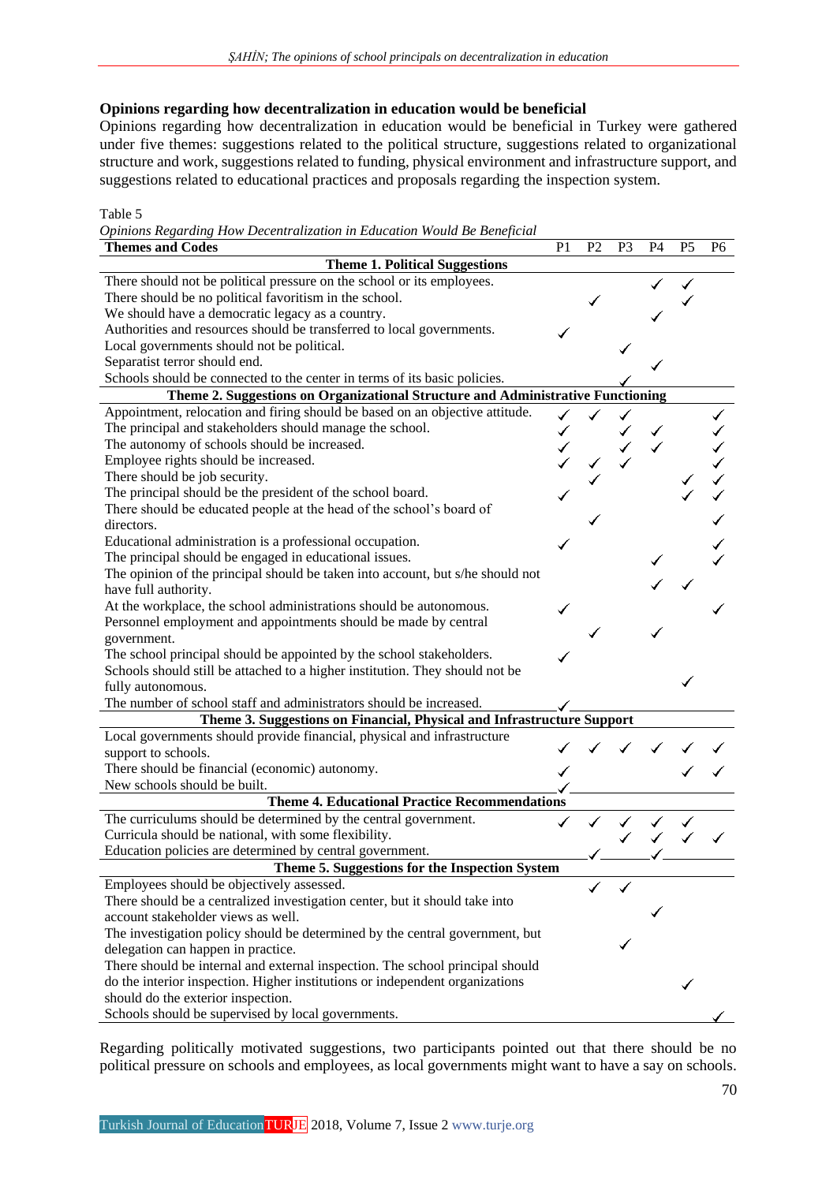### Opinions regarding how decentralization in education would be beneficial

Opinions regarding how decentralization in education would be beneficial in Turkey were gathered under five themes: suggestions related to the political structure, suggestions related to organizational structure and work, suggestions related to funding, physical environment and infrastructure support, and suggestions related to educational practices and proposals regarding the inspection system.

Table 5

*Opinions Regarding How Decentralization in Education Would Be Beneficial*

| Themes and Codes | P1 | P2 | P3 | P4 | P5 | P6 |
|---|---|---|---|---|---|---|
| **Theme 1. Political Suggestions** | | | | | | |
| There should not be political pressure on the school or its employees. | | | | ✓ | ✓ | |
| There should be no political favoritism in the school. | | ✓ | | | ✓ | |
| We should have a democratic legacy as a country. | | | | ✓ | | |
| Authorities and resources should be transferred to local governments. | ✓ | | | | | |
| Local governments should not be political. | | | ✓ | | | |
| Separatist terror should end. | | | | ✓ | | |
| Schools should be connected to the center in terms of its basic policies. | | | ✓ | | | |
| **Theme 2. Suggestions on Organizational Structure and Administrative Functioning** | | | | | | |
| Appointment, relocation and firing should be based on an objective attitude. | ✓ | ✓ | ✓ | | | ✓ |
| The principal and stakeholders should manage the school. | ✓ | | ✓ | ✓ | | ✓ |
| The autonomy of schools should be increased. | ✓ | | ✓ | ✓ | | ✓ |
| Employee rights should be increased. | ✓ | ✓ | ✓ | | | ✓ |
| There should be job security. | | ✓ | | | ✓ | ✓ |
| The principal should be the president of the school board. | ✓ | | | | ✓ | ✓ |
| There should be educated people at the head of the school's board of directors. | | ✓ | | | | ✓ |
| Educational administration is a professional occupation. | ✓ | | | | | ✓ |
| The principal should be engaged in educational issues. | | | | ✓ | | ✓ |
| The opinion of the principal should be taken into account, but s/he should not have full authority. | | | | ✓ | ✓ | |
| At the workplace, the school administrations should be autonomous. | ✓ | | | | | ✓ |
| Personnel employment and appointments should be made by central government. | | ✓ | | ✓ | | |
| The school principal should be appointed by the school stakeholders. | ✓ | | | | | |
| Schools should still be attached to a higher institution. They should not be fully autonomous. | | | | | ✓ | |
| The number of school staff and administrators should be increased. | ✓ | | | | | |
| **Theme 3. Suggestions on Financial, Physical and Infrastructure Support** | | | | | | |
| Local governments should provide financial, physical and infrastructure support to schools. | ✓ | ✓ | ✓ | ✓ | ✓ | ✓ |
| There should be financial (economic) autonomy. | ✓ | | | | ✓ | ✓ |
| New schools should be built. | ✓ | | | | | |
| **Theme 4. Educational Practice Recommendations** | | | | | | |
| The curriculums should be determined by the central government. | ✓ | ✓ | ✓ | ✓ | ✓ | |
| Curricula should be national, with some flexibility. | | | ✓ | ✓ | ✓ | ✓ |
| Education policies are determined by central government. | | ✓ | | ✓ | | |
| **Theme 5. Suggestions for the Inspection System** | | | | | | |
| Employees should be objectively assessed. | | ✓ | ✓ | | | |
| There should be a centralized investigation center, but it should take into account stakeholder views as well. | | | | ✓ | | |
| The investigation policy should be determined by the central government, but delegation can happen in practice. | | | ✓ | | | |
| There should be internal and external inspection. The school principal should do the interior inspection. Higher institutions or independent organizations should do the exterior inspection. | | | | | ✓ | |
| Schools should be supervised by local governments. | | | | | | ✓ |

Regarding politically motivated suggestions, two participants pointed out that there should be no political pressure on schools and employees, as local governments might want to have a say on schools.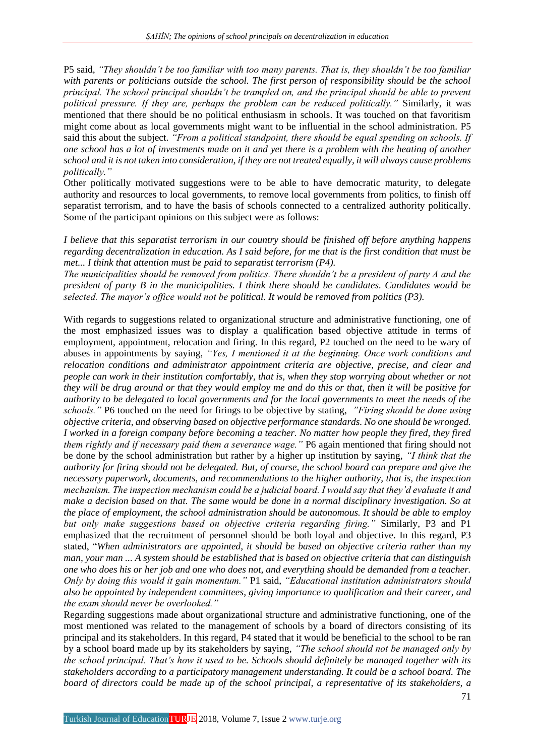P5 said, *"They shouldn't be too familiar with too many parents. That is, they shouldn't be too familiar with parents or politicians outside the school. The first person of responsibility should be the school principal. The school principal shouldn't be trampled on, and the principal should be able to prevent political pressure. If they are, perhaps the problem can be reduced politically."* Similarly, it was mentioned that there should be no political enthusiasm in schools. It was touched on that favoritism might come about as local governments might want to be influential in the school administration. P5 said this about the subject. *"From a political standpoint, there should be equal spending on schools. If one school has a lot of investments made on it and yet there is a problem with the heating of another school and it is not taken into consideration, if they are not treated equally, it will always cause problems politically."*

Other politically motivated suggestions were to be able to have democratic maturity, to delegate authority and resources to local governments, to remove local governments from politics, to finish off separatist terrorism, and to have the basis of schools connected to a centralized authority politically. Some of the participant opinions on this subject were as follows:

*I believe that this separatist terrorism in our country should be finished off before anything happens regarding decentralization in education. As I said before, for me that is the first condition that must be met... I think that attention must be paid to separatist terrorism (P4).*

*The municipalities should be removed from politics. There shouldn't be a president of party A and the president of party B in the municipalities. I think there should be candidates. Candidates would be selected. The mayor's office would not be political. It would be removed from politics (P3).*

With regards to suggestions related to organizational structure and administrative functioning, one of the most emphasized issues was to display a qualification based objective attitude in terms of employment, appointment, relocation and firing. In this regard, P2 touched on the need to be wary of abuses in appointments by saying, *"Yes, I mentioned it at the beginning. Once work conditions and relocation conditions and administrator appointment criteria are objective, precise, and clear and people can work in their institution comfortably, that is, when they stop worrying about whether or not they will be drug around or that they would employ me and do this or that, then it will be positive for authority to be delegated to local governments and for the local governments to meet the needs of the schools."* P6 touched on the need for firings to be objective by stating, *"Firing should be done using objective criteria, and observing based on objective performance standards. No one should be wronged. I worked in a foreign company before becoming a teacher. No matter how people they fired, they fired them rightly and if necessary paid them a severance wage."* P6 again mentioned that firing should not be done by the school administration but rather by a higher up institution by saying, *"I think that the authority for firing should not be delegated. But, of course, the school board can prepare and give the necessary paperwork, documents, and recommendations to the higher authority, that is, the inspection mechanism. The inspection mechanism could be a judicial board. I would say that they'd evaluate it and make a decision based on that. The same would be done in a normal disciplinary investigation. So at the place of employment, the school administration should be autonomous. It should be able to employ but only make suggestions based on objective criteria regarding firing."* Similarly, P3 and P1 emphasized that the recruitment of personnel should be both loyal and objective. In this regard, P3 stated, "*When administrators are appointed, it should be based on objective criteria rather than my man, your man ... A system should be established that is based on objective criteria that can distinguish one who does his or her job and one who does not, and everything should be demanded from a teacher. Only by doing this would it gain momentum."* P1 said, *"Educational institution administrators should also be appointed by independent committees, giving importance to qualification and their career, and the exam should never be overlooked."*

Regarding suggestions made about organizational structure and administrative functioning, one of the most mentioned was related to the management of schools by a board of directors consisting of its principal and its stakeholders. In this regard, P4 stated that it would be beneficial to the school to be ran by a school board made up by its stakeholders by saying, *"The school should not be managed only by the school principal. That's how it used to be. Schools should definitely be managed together with its stakeholders according to a participatory management understanding. It could be a school board. The board of directors could be made up of the school principal, a representative of its stakeholders, a*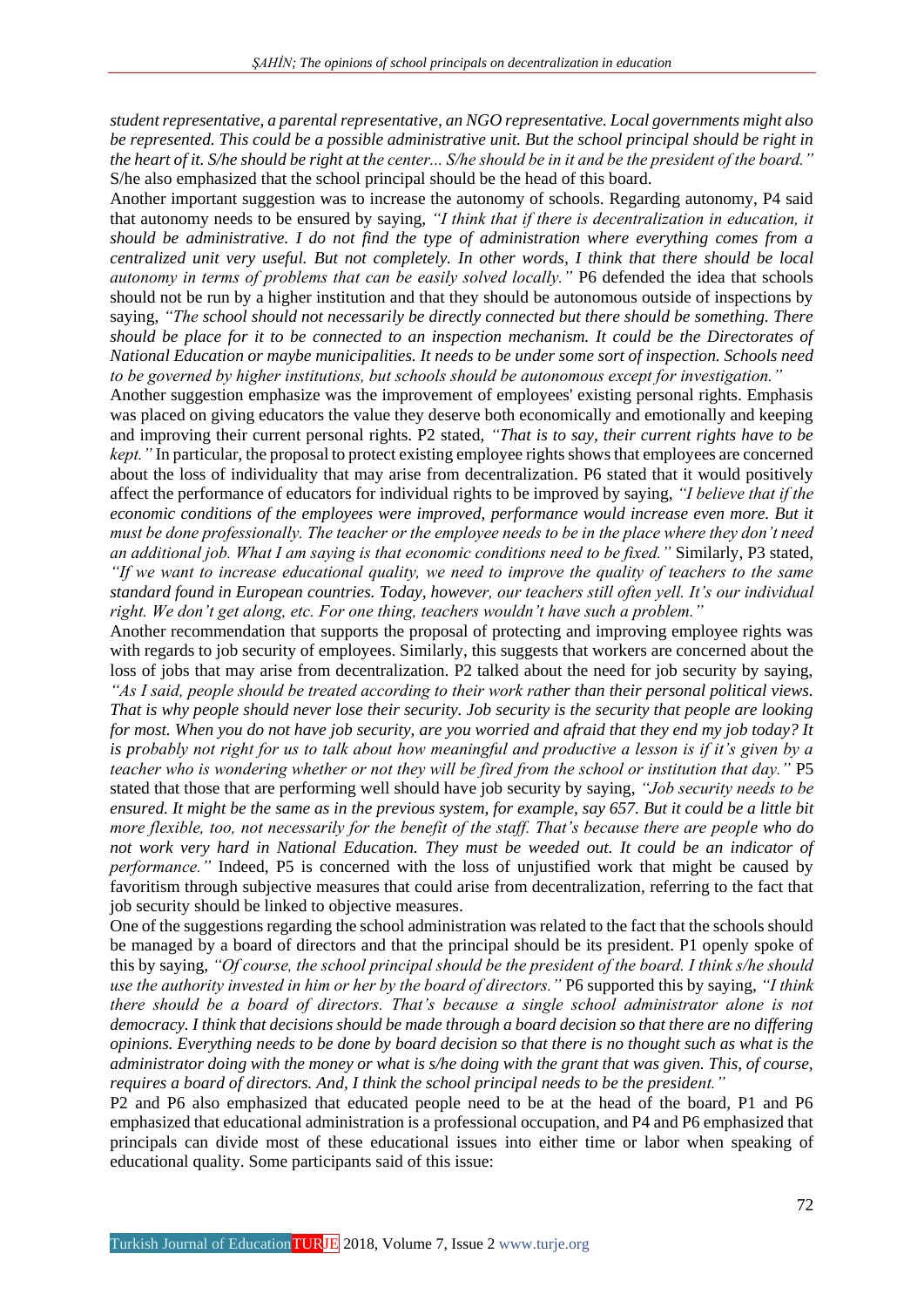*student representative, a parental representative, an NGO representative. Local governments might also be represented. This could be a possible administrative unit. But the school principal should be right in the heart of it. S/he should be right at the center... S/he should be in it and be the president of the board."* S/he also emphasized that the school principal should be the head of this board.

Another important suggestion was to increase the autonomy of schools. Regarding autonomy, P4 said that autonomy needs to be ensured by saying, *"I think that if there is decentralization in education, it should be administrative. I do not find the type of administration where everything comes from a centralized unit very useful. But not completely. In other words, I think that there should be local autonomy in terms of problems that can be easily solved locally."* P6 defended the idea that schools should not be run by a higher institution and that they should be autonomous outside of inspections by saying, *"The school should not necessarily be directly connected but there should be something. There should be place for it to be connected to an inspection mechanism. It could be the Directorates of National Education or maybe municipalities. It needs to be under some sort of inspection. Schools need to be governed by higher institutions, but schools should be autonomous except for investigation."*

Another suggestion emphasize was the improvement of employees' existing personal rights. Emphasis was placed on giving educators the value they deserve both economically and emotionally and keeping and improving their current personal rights. P2 stated, *"That is to say, their current rights have to be kept."* In particular, the proposal to protect existing employee rights shows that employees are concerned about the loss of individuality that may arise from decentralization. P6 stated that it would positively affect the performance of educators for individual rights to be improved by saying, *"I believe that if the economic conditions of the employees were improved, performance would increase even more. But it must be done professionally. The teacher or the employee needs to be in the place where they don't need an additional job. What I am saying is that economic conditions need to be fixed."* Similarly, P3 stated, *"If we want to increase educational quality, we need to improve the quality of teachers to the same standard found in European countries. Today, however, our teachers still often yell. It's our individual right. We don't get along, etc. For one thing, teachers wouldn't have such a problem."*

Another recommendation that supports the proposal of protecting and improving employee rights was with regards to job security of employees. Similarly, this suggests that workers are concerned about the loss of jobs that may arise from decentralization. P2 talked about the need for job security by saying, *"As I said, people should be treated according to their work rather than their personal political views. That is why people should never lose their security. Job security is the security that people are looking for most. When you do not have job security, are you worried and afraid that they end my job today? It is probably not right for us to talk about how meaningful and productive a lesson is if it's given by a teacher who is wondering whether or not they will be fired from the school or institution that day."* P5 stated that those that are performing well should have job security by saying, *"Job security needs to be ensured. It might be the same as in the previous system, for example, say 657. But it could be a little bit more flexible, too, not necessarily for the benefit of the staff. That's because there are people who do not work very hard in National Education. They must be weeded out. It could be an indicator of performance."* Indeed, P5 is concerned with the loss of unjustified work that might be caused by favoritism through subjective measures that could arise from decentralization, referring to the fact that job security should be linked to objective measures.

One of the suggestions regarding the school administration was related to the fact that the schools should be managed by a board of directors and that the principal should be its president. P1 openly spoke of this by saying, *"Of course, the school principal should be the president of the board. I think s/he should use the authority invested in him or her by the board of directors."* P6 supported this by saying, *"I think there should be a board of directors. That's because a single school administrator alone is not democracy. I think that decisions should be made through a board decision so that there are no differing opinions. Everything needs to be done by board decision so that there is no thought such as what is the administrator doing with the money or what is s/he doing with the grant that was given. This, of course, requires a board of directors. And, I think the school principal needs to be the president."*

P2 and P6 also emphasized that educated people need to be at the head of the board, P1 and P6 emphasized that educational administration is a professional occupation, and P4 and P6 emphasized that principals can divide most of these educational issues into either time or labor when speaking of educational quality. Some participants said of this issue: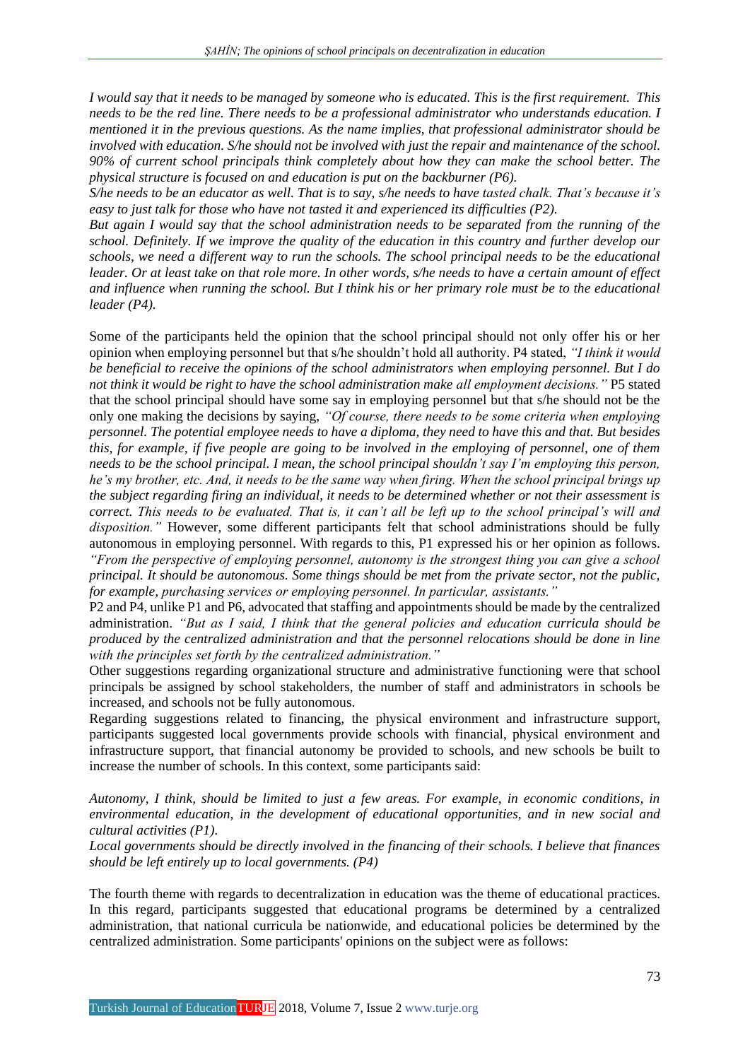*I would say that it needs to be managed by someone who is educated. This is the first requirement. This needs to be the red line. There needs to be a professional administrator who understands education. I mentioned it in the previous questions. As the name implies, that professional administrator should be involved with education. S/he should not be involved with just the repair and maintenance of the school. 90% of current school principals think completely about how they can make the school better. The physical structure is focused on and education is put on the backburner (P6).*

*S/he needs to be an educator as well. That is to say, s/he needs to have tasted chalk. That's because it's easy to just talk for those who have not tasted it and experienced its difficulties (P2).*

*But again I would say that the school administration needs to be separated from the running of the school. Definitely. If we improve the quality of the education in this country and further develop our schools, we need a different way to run the schools. The school principal needs to be the educational leader. Or at least take on that role more. In other words, s/he needs to have a certain amount of effect and influence when running the school. But I think his or her primary role must be to the educational leader (P4).*

Some of the participants held the opinion that the school principal should not only offer his or her opinion when employing personnel but that s/he shouldn't hold all authority. P4 stated, *"I think it would be beneficial to receive the opinions of the school administrators when employing personnel. But I do not think it would be right to have the school administration make all employment decisions."* P5 stated that the school principal should have some say in employing personnel but that s/he should not be the only one making the decisions by saying, *"Of course, there needs to be some criteria when employing personnel. The potential employee needs to have a diploma, they need to have this and that. But besides this, for example, if five people are going to be involved in the employing of personnel, one of them needs to be the school principal. I mean, the school principal shouldn't say I'm employing this person, he's my brother, etc. And, it needs to be the same way when firing. When the school principal brings up the subject regarding firing an individual, it needs to be determined whether or not their assessment is correct. This needs to be evaluated. That is, it can't all be left up to the school principal's will and disposition."* However, some different participants felt that school administrations should be fully autonomous in employing personnel. With regards to this, P1 expressed his or her opinion as follows. *"From the perspective of employing personnel, autonomy is the strongest thing you can give a school principal. It should be autonomous. Some things should be met from the private sector, not the public, for example, purchasing services or employing personnel. In particular, assistants."*

P2 and P4, unlike P1 and P6, advocated that staffing and appointments should be made by the centralized administration. *"But as I said, I think that the general policies and education curricula should be produced by the centralized administration and that the personnel relocations should be done in line with the principles set forth by the centralized administration."*

Other suggestions regarding organizational structure and administrative functioning were that school principals be assigned by school stakeholders, the number of staff and administrators in schools be increased, and schools not be fully autonomous.

Regarding suggestions related to financing, the physical environment and infrastructure support, participants suggested local governments provide schools with financial, physical environment and infrastructure support, that financial autonomy be provided to schools, and new schools be built to increase the number of schools. In this context, some participants said:

*Autonomy, I think, should be limited to just a few areas. For example, in economic conditions, in environmental education, in the development of educational opportunities, and in new social and cultural activities (P1).*

*Local governments should be directly involved in the financing of their schools. I believe that finances should be left entirely up to local governments. (P4)*

The fourth theme with regards to decentralization in education was the theme of educational practices. In this regard, participants suggested that educational programs be determined by a centralized administration, that national curricula be nationwide, and educational policies be determined by the centralized administration. Some participants' opinions on the subject were as follows: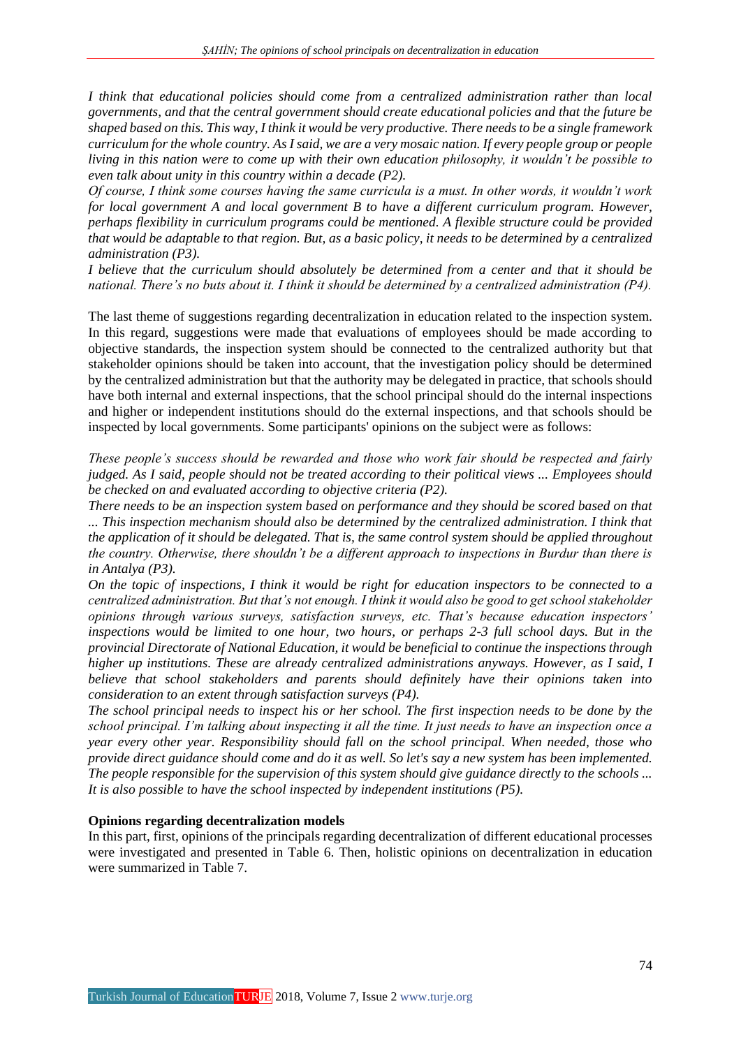*I think that educational policies should come from a centralized administration rather than local governments, and that the central government should create educational policies and that the future be shaped based on this. This way, I think it would be very productive. There needs to be a single framework curriculum for the whole country. As I said, we are a very mosaic nation. If every people group or people living in this nation were to come up with their own education philosophy, it wouldn't be possible to even talk about unity in this country within a decade (P2).*

*Of course, I think some courses having the same curricula is a must. In other words, it wouldn't work for local government A and local government B to have a different curriculum program. However, perhaps flexibility in curriculum programs could be mentioned. A flexible structure could be provided that would be adaptable to that region. But, as a basic policy, it needs to be determined by a centralized administration (P3).*

*I believe that the curriculum should absolutely be determined from a center and that it should be national. There's no buts about it. I think it should be determined by a centralized administration (P4).*

The last theme of suggestions regarding decentralization in education related to the inspection system. In this regard, suggestions were made that evaluations of employees should be made according to objective standards, the inspection system should be connected to the centralized authority but that stakeholder opinions should be taken into account, that the investigation policy should be determined by the centralized administration but that the authority may be delegated in practice, that schools should have both internal and external inspections, that the school principal should do the internal inspections and higher or independent institutions should do the external inspections, and that schools should be inspected by local governments. Some participants' opinions on the subject were as follows:

*These people's success should be rewarded and those who work fair should be respected and fairly judged. As I said, people should not be treated according to their political views ... Employees should be checked on and evaluated according to objective criteria (P2).*

*There needs to be an inspection system based on performance and they should be scored based on that ... This inspection mechanism should also be determined by the centralized administration. I think that the application of it should be delegated. That is, the same control system should be applied throughout the country. Otherwise, there shouldn't be a different approach to inspections in Burdur than there is in Antalya (P3).*

*On the topic of inspections, I think it would be right for education inspectors to be connected to a centralized administration. But that's not enough. I think it would also be good to get school stakeholder opinions through various surveys, satisfaction surveys, etc. That's because education inspectors' inspections would be limited to one hour, two hours, or perhaps 2-3 full school days. But in the provincial Directorate of National Education, it would be beneficial to continue the inspections through higher up institutions. These are already centralized administrations anyways. However, as I said, I believe that school stakeholders and parents should definitely have their opinions taken into consideration to an extent through satisfaction surveys (P4).*

*The school principal needs to inspect his or her school. The first inspection needs to be done by the school principal. I'm talking about inspecting it all the time. It just needs to have an inspection once a year every other year. Responsibility should fall on the school principal. When needed, those who provide direct guidance should come and do it as well. So let's say a new system has been implemented. The people responsible for the supervision of this system should give guidance directly to the schools ... It is also possible to have the school inspected by independent institutions (P5).*

**Opinions regarding decentralization models**

In this part, first, opinions of the principals regarding decentralization of different educational processes were investigated and presented in Table 6. Then, holistic opinions on decentralization in education were summarized in Table 7.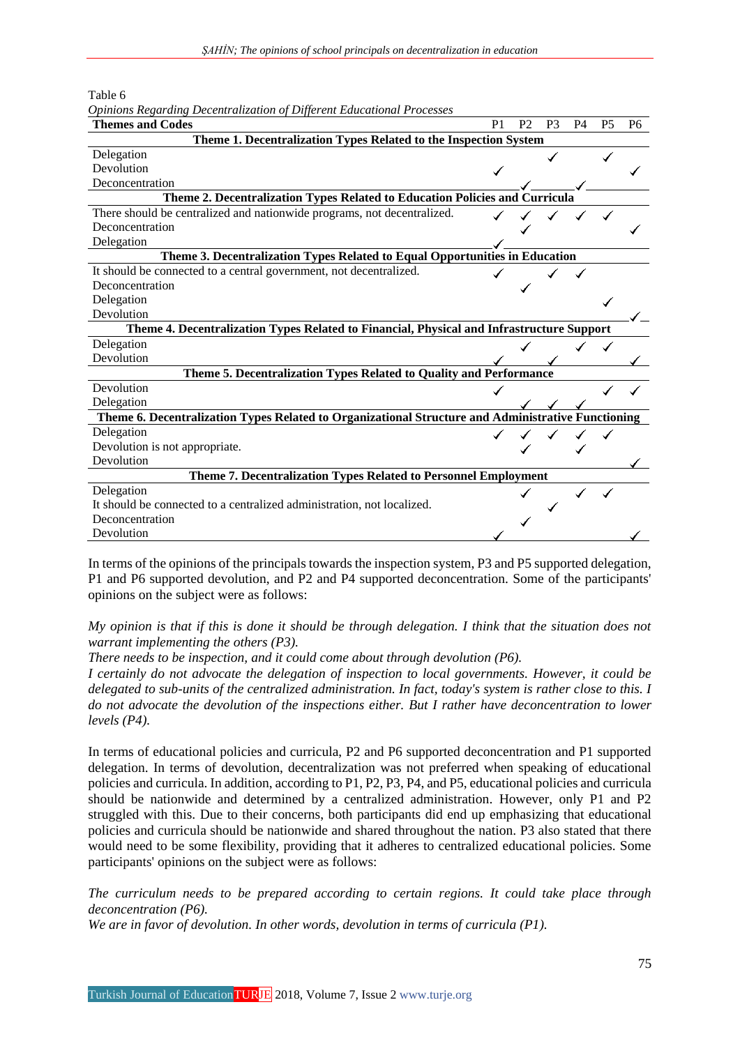Table 6

*Opinions Regarding Decentralization of Different Educational Processes*

| Themes and Codes | P1 | P2 | P3 | P4 | P5 | P6 |
|---|---|---|---|---|---|---|
| **Theme 1. Decentralization Types Related to the Inspection System** | | | | | | |
| Delegation | | | ✓ | | ✓ | |
| Devolution | ✓ | | | | | ✓ |
| Deconcentration | | ✓ | | ✓ | | |
| **Theme 2. Decentralization Types Related to Education Policies and Curricula** | | | | | | |
| There should be centralized and nationwide programs, not decentralized. | ✓ | ✓ | ✓ | ✓ | ✓ | |
| Deconcentration | | ✓ | | | | ✓ |
| Delegation | ✓ | | | | | |
| **Theme 3. Decentralization Types Related to Equal Opportunities in Education** | | | | | | |
| It should be connected to a central government, not decentralized. | ✓ | | ✓ | ✓ | | |
| Deconcentration | | ✓ | | | | |
| Delegation | | | | | ✓ | |
| Devolution | | | | | | ✓ |
| **Theme 4. Decentralization Types Related to Financial, Physical and Infrastructure Support** | | | | | | |
| Delegation | | ✓ | | ✓ | ✓ | |
| Devolution | ✓ | | ✓ | | | ✓ |
| **Theme 5. Decentralization Types Related to Quality and Performance** | | | | | | |
| Devolution | ✓ | | | | ✓ | ✓ |
| Delegation | | ✓ | ✓ | ✓ | | |
| **Theme 6. Decentralization Types Related to Organizational Structure and Administrative Functioning** | | | | | | |
| Delegation | ✓ | ✓ | ✓ | ✓ | ✓ | |
| Devolution is not appropriate. | | ✓ | | ✓ | | |
| Devolution | | | | | | ✓ |
| **Theme 7. Decentralization Types Related to Personnel Employment** | | | | | | |
| Delegation | | ✓ | | ✓ | ✓ | |
| It should be connected to a centralized administration, not localized. | | | ✓ | | | |
| Deconcentration | | ✓ | | | | |
| Devolution | ✓ | | | | | ✓ |

In terms of the opinions of the principals towards the inspection system, P3 and P5 supported delegation, P1 and P6 supported devolution, and P2 and P4 supported deconcentration. Some of the participants' opinions on the subject were as follows:

*My opinion is that if this is done it should be through delegation. I think that the situation does not warrant implementing the others (P3).*

*There needs to be inspection, and it could come about through devolution (P6).*

*I certainly do not advocate the delegation of inspection to local governments. However, it could be delegated to sub-units of the centralized administration. In fact, today's system is rather close to this. I do not advocate the devolution of the inspections either. But I rather have deconcentration to lower levels (P4).*

In terms of educational policies and curricula, P2 and P6 supported deconcentration and P1 supported delegation. In terms of devolution, decentralization was not preferred when speaking of educational policies and curricula. In addition, according to P1, P2, P3, P4, and P5, educational policies and curricula should be nationwide and determined by a centralized administration. However, only P1 and P2 struggled with this. Due to their concerns, both participants did end up emphasizing that educational policies and curricula should be nationwide and shared throughout the nation. P3 also stated that there would need to be some flexibility, providing that it adheres to centralized educational policies. Some participants' opinions on the subject were as follows:

*The curriculum needs to be prepared according to certain regions. It could take place through deconcentration (P6).*

*We are in favor of devolution. In other words, devolution in terms of curricula (P1).*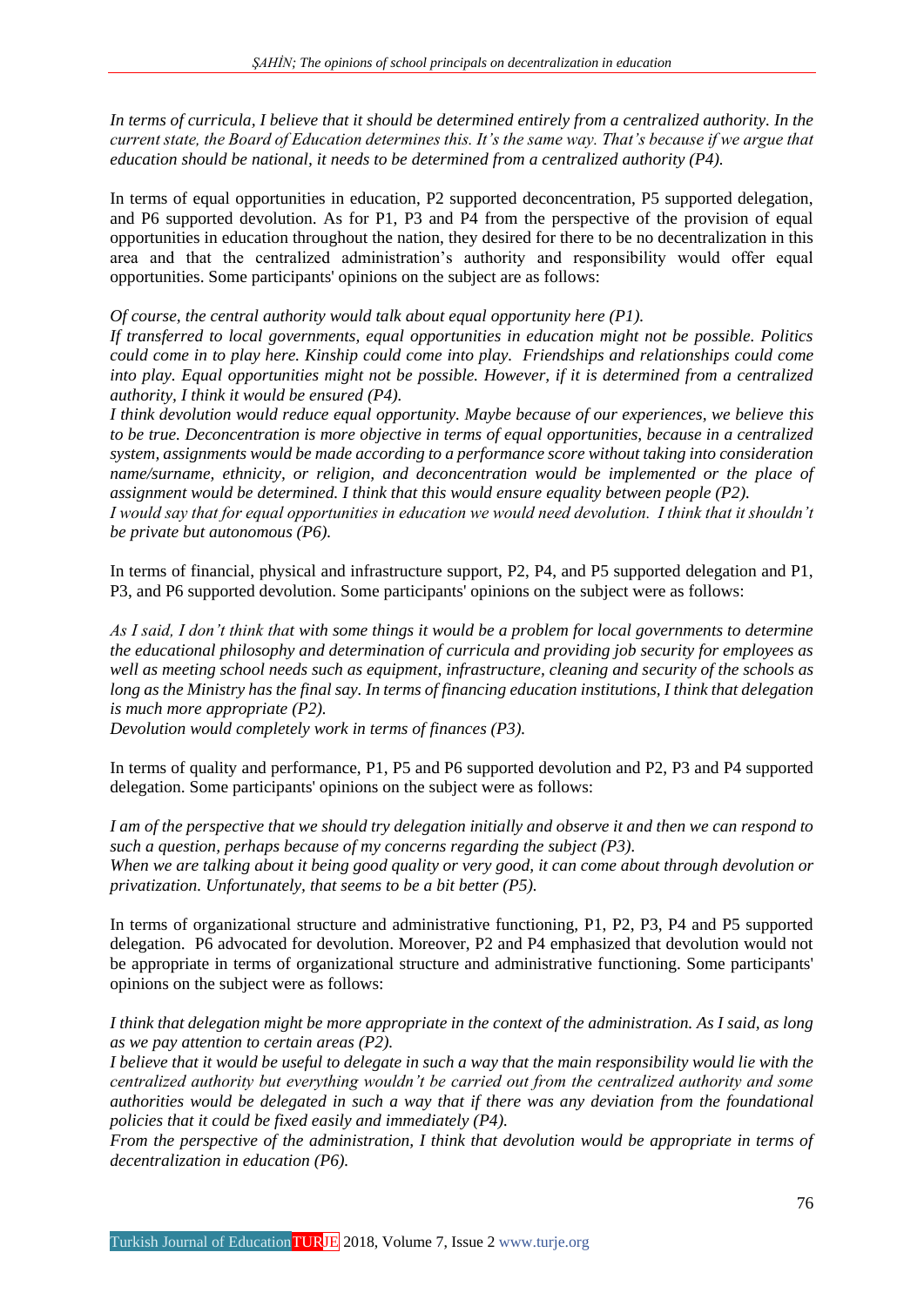*In terms of curricula, I believe that it should be determined entirely from a centralized authority. In the current state, the Board of Education determines this. It's the same way. That's because if we argue that education should be national, it needs to be determined from a centralized authority (P4).*

In terms of equal opportunities in education, P2 supported deconcentration, P5 supported delegation, and P6 supported devolution. As for P1, P3 and P4 from the perspective of the provision of equal opportunities in education throughout the nation, they desired for there to be no decentralization in this area and that the centralized administration's authority and responsibility would offer equal opportunities. Some participants' opinions on the subject are as follows:

*Of course, the central authority would talk about equal opportunity here (P1).*
*If transferred to local governments, equal opportunities in education might not be possible. Politics could come in to play here. Kinship could come into play. Friendships and relationships could come into play. Equal opportunities might not be possible. However, if it is determined from a centralized authority, I think it would be ensured (P4).*
*I think devolution would reduce equal opportunity. Maybe because of our experiences, we believe this to be true. Deconcentration is more objective in terms of equal opportunities, because in a centralized system, assignments would be made according to a performance score without taking into consideration name/surname, ethnicity, or religion, and deconcentration would be implemented or the place of assignment would be determined. I think that this would ensure equality between people (P2).*
*I would say that for equal opportunities in education we would need devolution. I think that it shouldn't be private but autonomous (P6).*

In terms of financial, physical and infrastructure support, P2, P4, and P5 supported delegation and P1, P3, and P6 supported devolution. Some participants' opinions on the subject were as follows:

*As I said, I don't think that with some things it would be a problem for local governments to determine the educational philosophy and determination of curricula and providing job security for employees as well as meeting school needs such as equipment, infrastructure, cleaning and security of the schools as long as the Ministry has the final say. In terms of financing education institutions, I think that delegation is much more appropriate (P2).*
*Devolution would completely work in terms of finances (P3).*

In terms of quality and performance, P1, P5 and P6 supported devolution and P2, P3 and P4 supported delegation. Some participants' opinions on the subject were as follows:

*I am of the perspective that we should try delegation initially and observe it and then we can respond to such a question, perhaps because of my concerns regarding the subject (P3).*
*When we are talking about it being good quality or very good, it can come about through devolution or privatization. Unfortunately, that seems to be a bit better (P5).*

In terms of organizational structure and administrative functioning, P1, P2, P3, P4 and P5 supported delegation. P6 advocated for devolution. Moreover, P2 and P4 emphasized that devolution would not be appropriate in terms of organizational structure and administrative functioning. Some participants' opinions on the subject were as follows:

*I think that delegation might be more appropriate in the context of the administration. As I said, as long as we pay attention to certain areas (P2).*
*I believe that it would be useful to delegate in such a way that the main responsibility would lie with the centralized authority but everything wouldn't be carried out from the centralized authority and some authorities would be delegated in such a way that if there was any deviation from the foundational policies that it could be fixed easily and immediately (P4).*
*From the perspective of the administration, I think that devolution would be appropriate in terms of decentralization in education (P6).*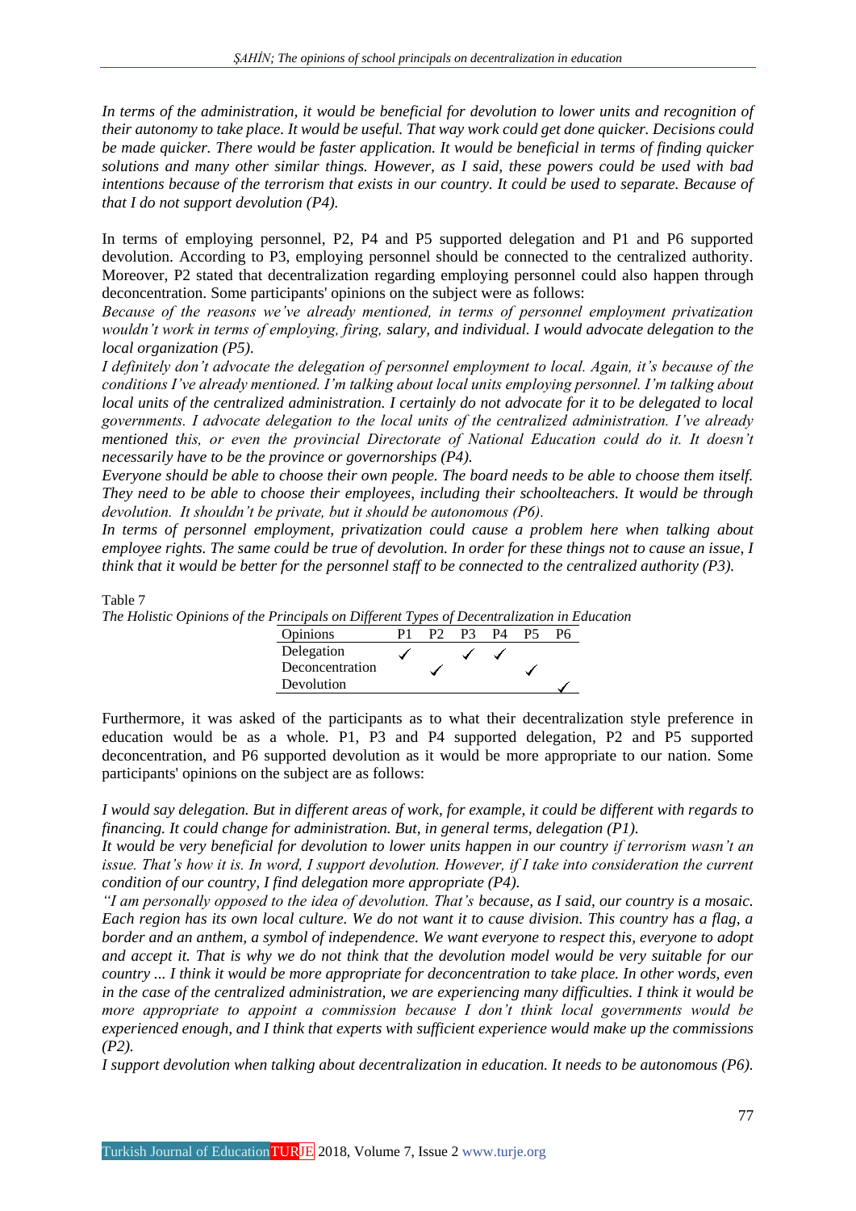*In terms of the administration, it would be beneficial for devolution to lower units and recognition of their autonomy to take place. It would be useful. That way work could get done quicker. Decisions could be made quicker. There would be faster application. It would be beneficial in terms of finding quicker solutions and many other similar things. However, as I said, these powers could be used with bad intentions because of the terrorism that exists in our country. It could be used to separate. Because of that I do not support devolution (P4).*

In terms of employing personnel, P2, P4 and P5 supported delegation and P1 and P6 supported devolution. According to P3, employing personnel should be connected to the centralized authority. Moreover, P2 stated that decentralization regarding employing personnel could also happen through deconcentration. Some participants' opinions on the subject were as follows:

*Because of the reasons we've already mentioned, in terms of personnel employment privatization wouldn't work in terms of employing, firing, salary, and individual. I would advocate delegation to the local organization (P5).*

*I definitely don't advocate the delegation of personnel employment to local. Again, it's because of the conditions I've already mentioned. I'm talking about local units employing personnel. I'm talking about local units of the centralized administration. I certainly do not advocate for it to be delegated to local governments. I advocate delegation to the local units of the centralized administration. I've already mentioned this, or even the provincial Directorate of National Education could do it. It doesn't necessarily have to be the province or governorships (P4).*

*Everyone should be able to choose their own people. The board needs to be able to choose them itself. They need to be able to choose their employees, including their schoolteachers. It would be through devolution. It shouldn't be private, but it should be autonomous (P6).*

*In terms of personnel employment, privatization could cause a problem here when talking about employee rights. The same could be true of devolution. In order for these things not to cause an issue, I think that it would be better for the personnel staff to be connected to the centralized authority (P3).*

Table 7

*The Holistic Opinions of the Principals on Different Types of Decentralization in Education*

| Opinions | P1 | P2 | P3 | P4 | P5 | P6 |
|---|---|---|---|---|---|---|
| Delegation | ✓ | | ✓ | ✓ | | |
| Deconcentration | | ✓ | | | ✓ | |
| Devolution | | | | | | ✓ |

Furthermore, it was asked of the participants as to what their decentralization style preference in education would be as a whole. P1, P3 and P4 supported delegation, P2 and P5 supported deconcentration, and P6 supported devolution as it would be more appropriate to our nation. Some participants' opinions on the subject are as follows:

*I would say delegation. But in different areas of work, for example, it could be different with regards to financing. It could change for administration. But, in general terms, delegation (P1).*

*It would be very beneficial for devolution to lower units happen in our country if terrorism wasn't an issue. That's how it is. In word, I support devolution. However, if I take into consideration the current condition of our country, I find delegation more appropriate (P4).*

*"I am personally opposed to the idea of devolution. That's because, as I said, our country is a mosaic. Each region has its own local culture. We do not want it to cause division. This country has a flag, a border and an anthem, a symbol of independence. We want everyone to respect this, everyone to adopt and accept it. That is why we do not think that the devolution model would be very suitable for our country ... I think it would be more appropriate for deconcentration to take place. In other words, even in the case of the centralized administration, we are experiencing many difficulties. I think it would be more appropriate to appoint a commission because I don't think local governments would be experienced enough, and I think that experts with sufficient experience would make up the commissions (P2).*

*I support devolution when talking about decentralization in education. It needs to be autonomous (P6).*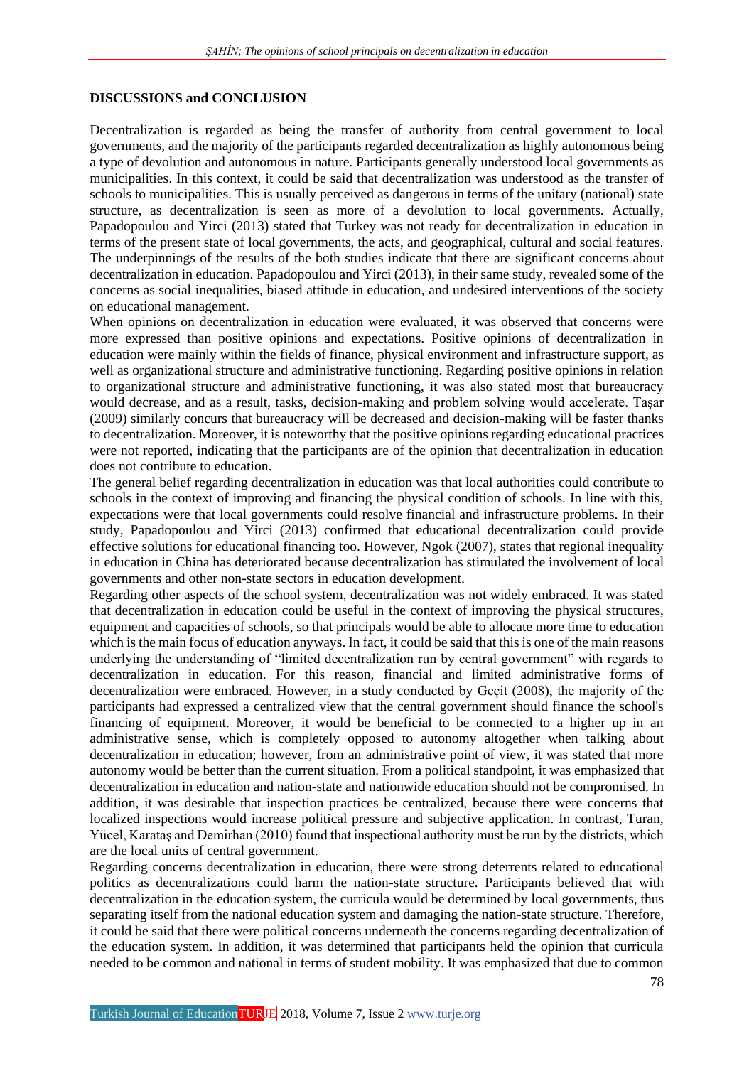## DISCUSSIONS and CONCLUSION

Decentralization is regarded as being the transfer of authority from central government to local governments, and the majority of the participants regarded decentralization as highly autonomous being a type of devolution and autonomous in nature. Participants generally understood local governments as municipalities. In this context, it could be said that decentralization was understood as the transfer of schools to municipalities. This is usually perceived as dangerous in terms of the unitary (national) state structure, as decentralization is seen as more of a devolution to local governments. Actually, Papadopoulou and Yirci (2013) stated that Turkey was not ready for decentralization in education in terms of the present state of local governments, the acts, and geographical, cultural and social features. The underpinnings of the results of the both studies indicate that there are significant concerns about decentralization in education. Papadopoulou and Yirci (2013), in their same study, revealed some of the concerns as social inequalities, biased attitude in education, and undesired interventions of the society on educational management.

When opinions on decentralization in education were evaluated, it was observed that concerns were more expressed than positive opinions and expectations. Positive opinions of decentralization in education were mainly within the fields of finance, physical environment and infrastructure support, as well as organizational structure and administrative functioning. Regarding positive opinions in relation to organizational structure and administrative functioning, it was also stated most that bureaucracy would decrease, and as a result, tasks, decision-making and problem solving would accelerate. Taşar (2009) similarly concurs that bureaucracy will be decreased and decision-making will be faster thanks to decentralization. Moreover, it is noteworthy that the positive opinions regarding educational practices were not reported, indicating that the participants are of the opinion that decentralization in education does not contribute to education.

The general belief regarding decentralization in education was that local authorities could contribute to schools in the context of improving and financing the physical condition of schools. In line with this, expectations were that local governments could resolve financial and infrastructure problems. In their study, Papadopoulou and Yirci (2013) confirmed that educational decentralization could provide effective solutions for educational financing too. However, Ngok (2007), states that regional inequality in education in China has deteriorated because decentralization has stimulated the involvement of local governments and other non-state sectors in education development.

Regarding other aspects of the school system, decentralization was not widely embraced. It was stated that decentralization in education could be useful in the context of improving the physical structures, equipment and capacities of schools, so that principals would be able to allocate more time to education which is the main focus of education anyways. In fact, it could be said that this is one of the main reasons underlying the understanding of "limited decentralization run by central government" with regards to decentralization in education. For this reason, financial and limited administrative forms of decentralization were embraced. However, in a study conducted by Geçit (2008), the majority of the participants had expressed a centralized view that the central government should finance the school's financing of equipment. Moreover, it would be beneficial to be connected to a higher up in an administrative sense, which is completely opposed to autonomy altogether when talking about decentralization in education; however, from an administrative point of view, it was stated that more autonomy would be better than the current situation. From a political standpoint, it was emphasized that decentralization in education and nation-state and nationwide education should not be compromised. In addition, it was desirable that inspection practices be centralized, because there were concerns that localized inspections would increase political pressure and subjective application. In contrast, Turan, Yücel, Karataş and Demirhan (2010) found that inspectional authority must be run by the districts, which are the local units of central government.

Regarding concerns decentralization in education, there were strong deterrents related to educational politics as decentralizations could harm the nation-state structure. Participants believed that with decentralization in the education system, the curricula would be determined by local governments, thus separating itself from the national education system and damaging the nation-state structure. Therefore, it could be said that there were political concerns underneath the concerns regarding decentralization of the education system. In addition, it was determined that participants held the opinion that curricula needed to be common and national in terms of student mobility. It was emphasized that due to common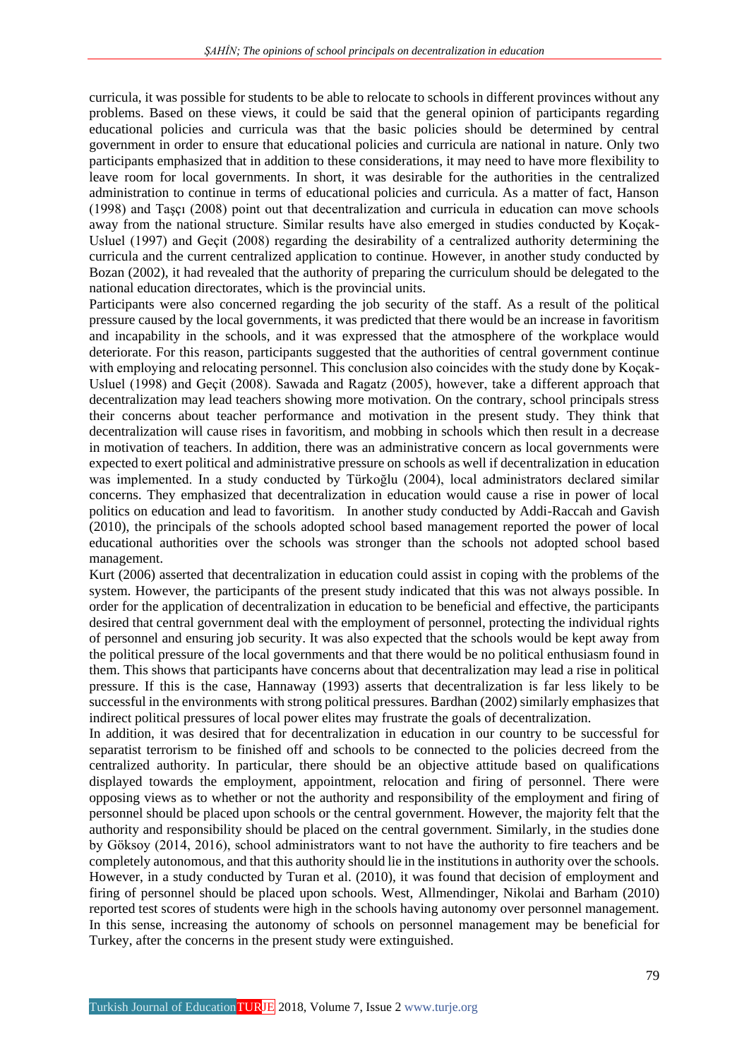curricula, it was possible for students to be able to relocate to schools in different provinces without any problems. Based on these views, it could be said that the general opinion of participants regarding educational policies and curricula was that the basic policies should be determined by central government in order to ensure that educational policies and curricula are national in nature. Only two participants emphasized that in addition to these considerations, it may need to have more flexibility to leave room for local governments. In short, it was desirable for the authorities in the centralized administration to continue in terms of educational policies and curricula. As a matter of fact, Hanson (1998) and Taşçı (2008) point out that decentralization and curricula in education can move schools away from the national structure. Similar results have also emerged in studies conducted by Koçak-Usluel (1997) and Geçit (2008) regarding the desirability of a centralized authority determining the curricula and the current centralized application to continue. However, in another study conducted by Bozan (2002), it had revealed that the authority of preparing the curriculum should be delegated to the national education directorates, which is the provincial units.

Participants were also concerned regarding the job security of the staff. As a result of the political pressure caused by the local governments, it was predicted that there would be an increase in favoritism and incapability in the schools, and it was expressed that the atmosphere of the workplace would deteriorate. For this reason, participants suggested that the authorities of central government continue with employing and relocating personnel. This conclusion also coincides with the study done by Koçak-Usluel (1998) and Geçit (2008). Sawada and Ragatz (2005), however, take a different approach that decentralization may lead teachers showing more motivation. On the contrary, school principals stress their concerns about teacher performance and motivation in the present study. They think that decentralization will cause rises in favoritism, and mobbing in schools which then result in a decrease in motivation of teachers. In addition, there was an administrative concern as local governments were expected to exert political and administrative pressure on schools as well if decentralization in education was implemented. In a study conducted by Türkoğlu (2004), local administrators declared similar concerns. They emphasized that decentralization in education would cause a rise in power of local politics on education and lead to favoritism. In another study conducted by Addi-Raccah and Gavish (2010), the principals of the schools adopted school based management reported the power of local educational authorities over the schools was stronger than the schools not adopted school based management.

Kurt (2006) asserted that decentralization in education could assist in coping with the problems of the system. However, the participants of the present study indicated that this was not always possible. In order for the application of decentralization in education to be beneficial and effective, the participants desired that central government deal with the employment of personnel, protecting the individual rights of personnel and ensuring job security. It was also expected that the schools would be kept away from the political pressure of the local governments and that there would be no political enthusiasm found in them. This shows that participants have concerns about that decentralization may lead a rise in political pressure. If this is the case, Hannaway (1993) asserts that decentralization is far less likely to be successful in the environments with strong political pressures. Bardhan (2002) similarly emphasizes that indirect political pressures of local power elites may frustrate the goals of decentralization.

In addition, it was desired that for decentralization in education in our country to be successful for separatist terrorism to be finished off and schools to be connected to the policies decreed from the centralized authority. In particular, there should be an objective attitude based on qualifications displayed towards the employment, appointment, relocation and firing of personnel. There were opposing views as to whether or not the authority and responsibility of the employment and firing of personnel should be placed upon schools or the central government. However, the majority felt that the authority and responsibility should be placed on the central government. Similarly, in the studies done by Göksoy (2014, 2016), school administrators want to not have the authority to fire teachers and be completely autonomous, and that this authority should lie in the institutions in authority over the schools. However, in a study conducted by Turan et al. (2010), it was found that decision of employment and firing of personnel should be placed upon schools. West, Allmendinger, Nikolai and Barham (2010) reported test scores of students were high in the schools having autonomy over personnel management. In this sense, increasing the autonomy of schools on personnel management may be beneficial for Turkey, after the concerns in the present study were extinguished.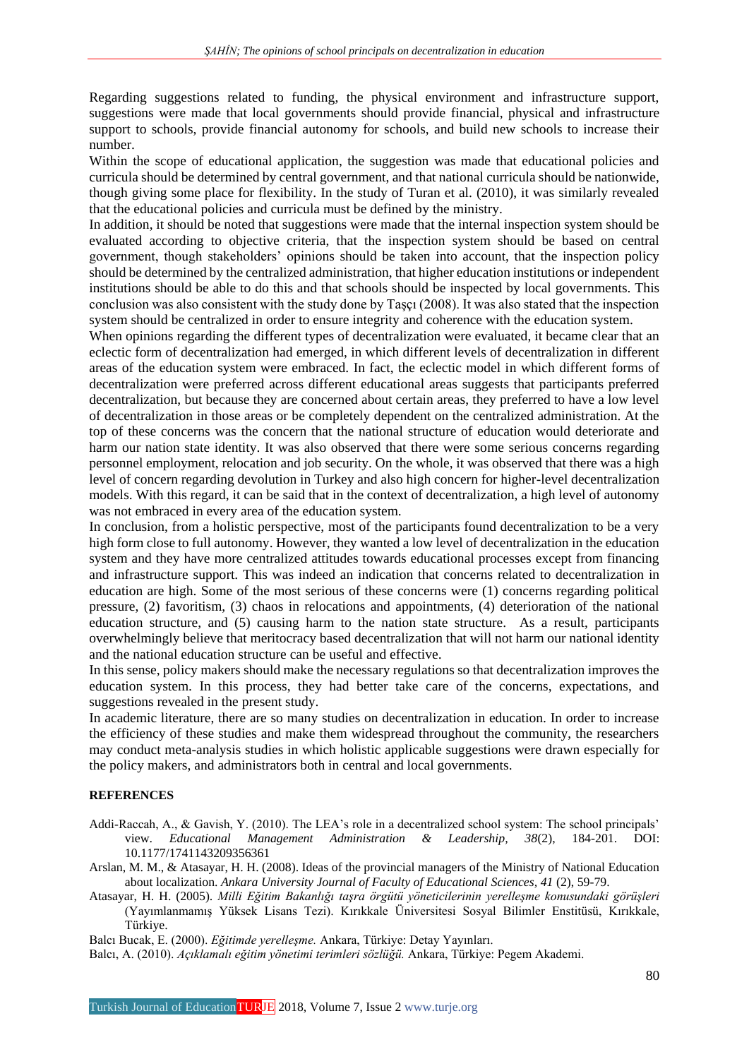Regarding suggestions related to funding, the physical environment and infrastructure support, suggestions were made that local governments should provide financial, physical and infrastructure support to schools, provide financial autonomy for schools, and build new schools to increase their number.

Within the scope of educational application, the suggestion was made that educational policies and curricula should be determined by central government, and that national curricula should be nationwide, though giving some place for flexibility. In the study of Turan et al. (2010), it was similarly revealed that the educational policies and curricula must be defined by the ministry.

In addition, it should be noted that suggestions were made that the internal inspection system should be evaluated according to objective criteria, that the inspection system should be based on central government, though stakeholders' opinions should be taken into account, that the inspection policy should be determined by the centralized administration, that higher education institutions or independent institutions should be able to do this and that schools should be inspected by local governments. This conclusion was also consistent with the study done by Taşçı (2008). It was also stated that the inspection system should be centralized in order to ensure integrity and coherence with the education system.

When opinions regarding the different types of decentralization were evaluated, it became clear that an eclectic form of decentralization had emerged, in which different levels of decentralization in different areas of the education system were embraced. In fact, the eclectic model in which different forms of decentralization were preferred across different educational areas suggests that participants preferred decentralization, but because they are concerned about certain areas, they preferred to have a low level of decentralization in those areas or be completely dependent on the centralized administration. At the top of these concerns was the concern that the national structure of education would deteriorate and harm our nation state identity. It was also observed that there were some serious concerns regarding personnel employment, relocation and job security. On the whole, it was observed that there was a high level of concern regarding devolution in Turkey and also high concern for higher-level decentralization models. With this regard, it can be said that in the context of decentralization, a high level of autonomy was not embraced in every area of the education system.

In conclusion, from a holistic perspective, most of the participants found decentralization to be a very high form close to full autonomy. However, they wanted a low level of decentralization in the education system and they have more centralized attitudes towards educational processes except from financing and infrastructure support. This was indeed an indication that concerns related to decentralization in education are high. Some of the most serious of these concerns were (1) concerns regarding political pressure, (2) favoritism, (3) chaos in relocations and appointments, (4) deterioration of the national education structure, and (5) causing harm to the nation state structure. As a result, participants overwhelmingly believe that meritocracy based decentralization that will not harm our national identity and the national education structure can be useful and effective.

In this sense, policy makers should make the necessary regulations so that decentralization improves the education system. In this process, they had better take care of the concerns, expectations, and suggestions revealed in the present study.

In academic literature, there are so many studies on decentralization in education. In order to increase the efficiency of these studies and make them widespread throughout the community, the researchers may conduct meta-analysis studies in which holistic applicable suggestions were drawn especially for the policy makers, and administrators both in central and local governments.

## REFERENCES

Addi-Raccah, A., & Gavish, Y. (2010). The LEA's role in a decentralized school system: The school principals' view. *Educational Management Administration & Leadership, 38*(2), 184-201. DOI: 10.1177/1741143209356361

Arslan, M. M., & Atasayar, H. H. (2008). Ideas of the provincial managers of the Ministry of National Education about localization. *Ankara University Journal of Faculty of Educational Sciences, 41* (2), 59-79.

Atasayar, H. H. (2005). *Milli Eğitim Bakanlığı taşra örgütü yöneticilerinin yerelleşme konusundaki görüşleri* (Yayımlanmamış Yüksek Lisans Tezi). Kırıkkale Üniversitesi Sosyal Bilimler Enstitüsü, Kırıkkale, Türkiye.

Balcı Bucak, E. (2000). *Eğitimde yerelleşme.* Ankara, Türkiye: Detay Yayınları.

Balcı, A. (2010). *Açıklamalı eğitim yönetimi terimleri sözlüğü.* Ankara, Türkiye: Pegem Akademi.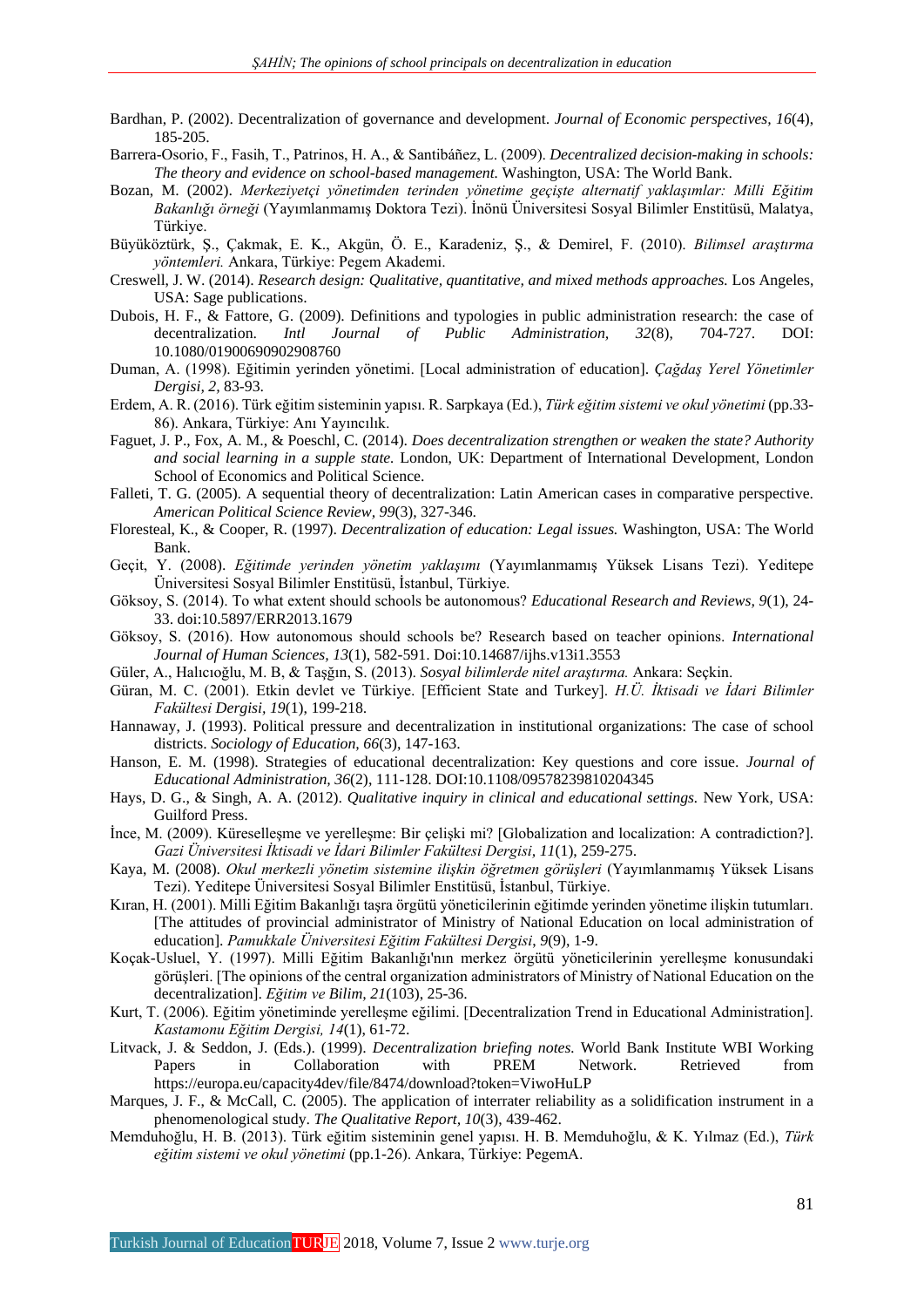Bardhan, P. (2002). Decentralization of governance and development. *Journal of Economic perspectives, 16*(4), 185-205.

Barrera-Osorio, F., Fasih, T., Patrinos, H. A., & Santibáñez, L. (2009). *Decentralized decision-making in schools: The theory and evidence on school-based management.* Washington, USA: The World Bank.

Bozan, M. (2002). *Merkeziyetçi yönetimden terinden yönetime geçişte alternatif yaklaşımlar: Milli Eğitim Bakanlığı örneği* (Yayımlanmamış Doktora Tezi). İnönü Üniversitesi Sosyal Bilimler Enstitüsü, Malatya, Türkiye.

Büyüköztürk, Ş., Çakmak, E. K., Akgün, Ö. E., Karadeniz, Ş., & Demirel, F. (2010). *Bilimsel araştırma yöntemleri.* Ankara, Türkiye: Pegem Akademi.

Creswell, J. W. (2014). *Research design: Qualitative, quantitative, and mixed methods approaches.* Los Angeles, USA: Sage publications.

Dubois, H. F., & Fattore, G. (2009). Definitions and typologies in public administration research: the case of decentralization. *Intl Journal of Public Administration, 32*(8), 704-727. DOI: 10.1080/01900690902908760

Duman, A. (1998). Eğitimin yerinden yönetimi. [Local administration of education]. *Çağdaş Yerel Yönetimler Dergisi, 2,* 83-93.

Erdem, A. R. (2016). Türk eğitim sisteminin yapısı. R. Sarpkaya (Ed.), *Türk eğitim sistemi ve okul yönetimi* (pp.33-86). Ankara, Türkiye: Anı Yayıncılık.

Faguet, J. P., Fox, A. M., & Poeschl, C. (2014). *Does decentralization strengthen or weaken the state? Authority and social learning in a supple state.* London, UK: Department of International Development, London School of Economics and Political Science.

Falleti, T. G. (2005). A sequential theory of decentralization: Latin American cases in comparative perspective. *American Political Science Review, 99*(3), 327-346.

Floresteal, K., & Cooper, R. (1997). *Decentralization of education: Legal issues.* Washington, USA: The World Bank.

Geçit, Y. (2008). *Eğitimde yerinden yönetim yaklaşımı* (Yayımlanmamış Yüksek Lisans Tezi). Yeditepe Üniversitesi Sosyal Bilimler Enstitüsü, İstanbul, Türkiye.

Göksoy, S. (2014). To what extent should schools be autonomous? *Educational Research and Reviews, 9*(1), 24-33. doi:10.5897/ERR2013.1679

Göksoy, S. (2016). How autonomous should schools be? Research based on teacher opinions. *International Journal of Human Sciences, 13*(1), 582-591. Doi:10.14687/ijhs.v13i1.3553

Güler, A., Halıcıoğlu, M. B, & Taşğın, S. (2013). *Sosyal bilimlerde nitel araştırma.* Ankara: Seçkin.

Güran, M. C. (2001). Etkin devlet ve Türkiye. [Efficient State and Turkey]. *H.Ü. İktisadi ve İdari Bilimler Fakültesi Dergisi, 19*(1), 199-218.

Hannaway, J. (1993). Political pressure and decentralization in institutional organizations: The case of school districts. *Sociology of Education, 66*(3), 147-163.

Hanson, E. M. (1998). Strategies of educational decentralization: Key questions and core issue. *Journal of Educational Administration, 36*(2), 111-128. DOI:10.1108/09578239810204345

Hays, D. G., & Singh, A. A. (2012). *Qualitative inquiry in clinical and educational settings.* New York, USA: Guilford Press.

İnce, M. (2009). Küreselleşme ve yerelleşme: Bir çelişki mi? [Globalization and localization: A contradiction?]. *Gazi Üniversitesi İktisadi ve İdari Bilimler Fakültesi Dergisi, 11*(1), 259-275.

Kaya, M. (2008). *Okul merkezli yönetim sistemine ilişkin öğretmen görüşleri* (Yayımlanmamış Yüksek Lisans Tezi). Yeditepe Üniversitesi Sosyal Bilimler Enstitüsü, İstanbul, Türkiye.

Kıran, H. (2001). Milli Eğitim Bakanlığı taşra örgütü yöneticilerinin eğitimde yerinden yönetime ilişkin tutumları. [The attitudes of provincial administrator of Ministry of National Education on local administration of education]. *Pamukkale Üniversitesi Eğitim Fakültesi Dergisi, 9*(9), 1-9.

Koçak-Usluel, Y. (1997). Milli Eğitim Bakanlığı'nın merkez örgütü yöneticilerinin yerelleşme konusundaki görüşleri. [The opinions of the central organization administrators of Ministry of National Education on the decentralization]. *Eğitim ve Bilim, 21*(103), 25-36.

Kurt, T. (2006). Eğitim yönetiminde yerelleşme eğilimi. [Decentralization Trend in Educational Administration]. *Kastamonu Eğitim Dergisi, 14*(1), 61-72.

Litvack, J. & Seddon, J. (Eds.). (1999). *Decentralization briefing notes.* World Bank Institute WBI Working Papers in Collaboration with PREM Network. Retrieved from https://europa.eu/capacity4dev/file/8474/download?token=ViwoHuLP

Marques, J. F., & McCall, C. (2005). The application of interrater reliability as a solidification instrument in a phenomenological study. *The Qualitative Report, 10*(3), 439-462.

Memduhoğlu, H. B. (2013). Türk eğitim sisteminin genel yapısı. H. B. Memduhoğlu, & K. Yılmaz (Ed.), *Türk eğitim sistemi ve okul yönetimi* (pp.1-26). Ankara, Türkiye: PegemA.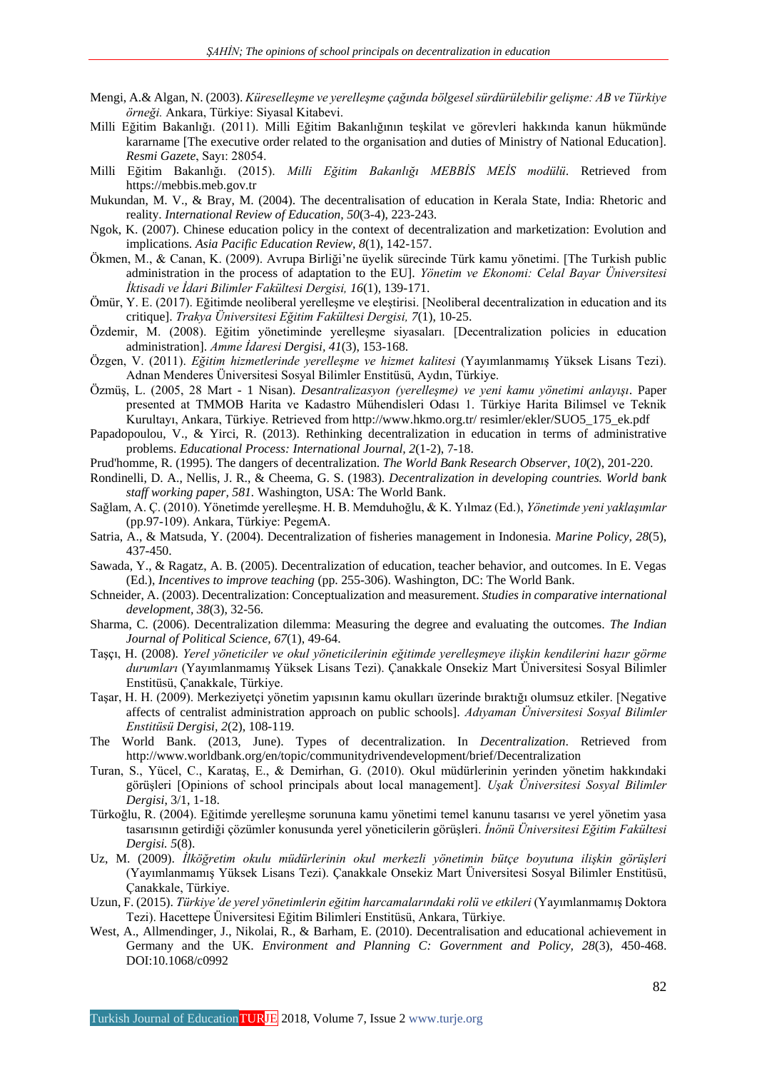Mengi, A.& Algan, N. (2003). *Küreselleşme ve yerelleşme çağında bölgesel sürdürülebilir gelişme: AB ve Türkiye örneği.* Ankara, Türkiye: Siyasal Kitabevi.

Milli Eğitim Bakanlığı. (2011). Milli Eğitim Bakanlığının teşkilat ve görevleri hakkında kanun hükmünde kararname [The executive order related to the organisation and duties of Ministry of National Education]. *Resmi Gazete*, Sayı: 28054.

Milli Eğitim Bakanlığı. (2015). *Milli Eğitim Bakanlığı MEBBİS MEİS modülü*. Retrieved from https://mebbis.meb.gov.tr

Mukundan, M. V., & Bray, M. (2004). The decentralisation of education in Kerala State, India: Rhetoric and reality. *International Review of Education, 50*(3-4), 223-243.

Ngok, K. (2007). Chinese education policy in the context of decentralization and marketization: Evolution and implications. *Asia Pacific Education Review, 8*(1), 142-157.

Ökmen, M., & Canan, K. (2009). Avrupa Birliği'ne üyelik sürecinde Türk kamu yönetimi. [The Turkish public administration in the process of adaptation to the EU]. *Yönetim ve Ekonomi: Celal Bayar Üniversitesi İktisadi ve İdari Bilimler Fakültesi Dergisi, 16*(1), 139-171.

Ömür, Y. E. (2017). Eğitimde neoliberal yerelleşme ve eleştirisi. [Neoliberal decentralization in education and its critique]. *Trakya Üniversitesi Eğitim Fakültesi Dergisi, 7*(1), 10-25.

Özdemir, M. (2008). Eğitim yönetiminde yerelleşme siyasaları. [Decentralization policies in education administration]. *Amme İdaresi Dergisi, 41*(3), 153-168.

Özgen, V. (2011). *Eğitim hizmetlerinde yerelleşme ve hizmet kalitesi* (Yayımlanmamış Yüksek Lisans Tezi). Adnan Menderes Üniversitesi Sosyal Bilimler Enstitüsü, Aydın, Türkiye.

Özmüş, L. (2005, 28 Mart - 1 Nisan). *Desantralizasyon (yerelleşme) ve yeni kamu yönetimi anlayışı*. Paper presented at TMMOB Harita ve Kadastro Mühendisleri Odası 1. Türkiye Harita Bilimsel ve Teknik Kurultayı, Ankara, Türkiye. Retrieved from http://www.hkmo.org.tr/ resimler/ekler/SUO5_175_ek.pdf

Papadopoulou, V., & Yirci, R. (2013). Rethinking decentralization in education in terms of administrative problems. *Educational Process: International Journal, 2*(1-2), 7-18.

Prud'homme, R. (1995). The dangers of decentralization. *The World Bank Research Observer, 10*(2), 201-220.

Rondinelli, D. A., Nellis, J. R., & Cheema, G. S. (1983). *Decentralization in developing countries. World bank staff working paper, 581.* Washington, USA: The World Bank.

Sağlam, A. Ç. (2010). Yönetimde yerelleşme. H. B. Memduhoğlu, & K. Yılmaz (Ed.), *Yönetimde yeni yaklaşımlar* (pp.97-109). Ankara, Türkiye: PegemA.

Satria, A., & Matsuda, Y. (2004). Decentralization of fisheries management in Indonesia. *Marine Policy, 28*(5), 437-450.

Sawada, Y., & Ragatz, A. B. (2005). Decentralization of education, teacher behavior, and outcomes. In E. Vegas (Ed.), *Incentives to improve teaching* (pp. 255-306). Washington, DC: The World Bank.

Schneider, A. (2003). Decentralization: Conceptualization and measurement. *Studies in comparative international development, 38*(3), 32-56.

Sharma, C. (2006). Decentralization dilemma: Measuring the degree and evaluating the outcomes. *The Indian Journal of Political Science, 67*(1), 49-64.

Taşçı, H. (2008). *Yerel yöneticiler ve okul yöneticilerinin eğitimde yerelleşmeye ilişkin kendilerini hazır görme durumları* (Yayımlanmamış Yüksek Lisans Tezi). Çanakkale Onsekiz Mart Üniversitesi Sosyal Bilimler Enstitüsü, Çanakkale, Türkiye.

Taşar, H. H. (2009). Merkeziyetçi yönetim yapısının kamu okulları üzerinde bıraktığı olumsuz etkiler. [Negative affects of centralist administration approach on public schools]. *Adıyaman Üniversitesi Sosyal Bilimler Enstitüsü Dergisi, 2*(2), 108-119.

The World Bank. (2013, June). Types of decentralization. In *Decentralization*. Retrieved from http://www.worldbank.org/en/topic/communitydrivendevelopment/brief/Decentralization

Turan, S., Yücel, C., Karataş, E., & Demirhan, G. (2010). Okul müdürlerinin yerinden yönetim hakkındaki görüşleri [Opinions of school principals about local management]. *Uşak Üniversitesi Sosyal Bilimler Dergisi*, 3/1, 1-18.

Türkoğlu, R. (2004). Eğitimde yerelleşme sorununa kamu yönetimi temel kanunu tasarısı ve yerel yönetim yasa tasarısının getirdiği çözümler konusunda yerel yöneticilerin görüşleri. *İnönü Üniversitesi Eğitim Fakültesi Dergisi. 5*(8).

Uz, M. (2009). *İlköğretim okulu müdürlerinin okul merkezli yönetimin bütçe boyutuna ilişkin görüşleri* (Yayımlanmamış Yüksek Lisans Tezi). Çanakkale Onsekiz Mart Üniversitesi Sosyal Bilimler Enstitüsü, Çanakkale, Türkiye.

Uzun, F. (2015). *Türkiye'de yerel yönetimlerin eğitim harcamalarındaki rolü ve etkileri* (Yayımlanmamış Doktora Tezi). Hacettepe Üniversitesi Eğitim Bilimleri Enstitüsü, Ankara, Türkiye.

West, A., Allmendinger, J., Nikolai, R., & Barham, E. (2010). Decentralisation and educational achievement in Germany and the UK. *Environment and Planning C: Government and Policy, 28*(3), 450-468. DOI:10.1068/c0992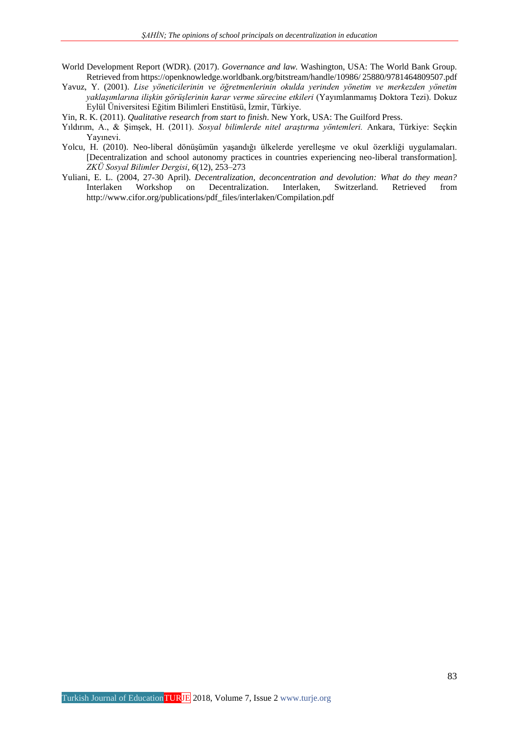World Development Report (WDR). (2017). *Governance and law.* Washington, USA: The World Bank Group. Retrieved from https://openknowledge.worldbank.org/bitstream/handle/10986/ 25880/9781464809507.pdf

Yavuz, Y. (2001). *Lise yöneticilerinin ve öğretmenlerinin okulda yerinden yönetim ve merkezden yönetim yaklaşımlarına ilişkin görüşlerinin karar verme sürecine etkileri* (Yayımlanmamış Doktora Tezi). Dokuz Eylül Üniversitesi Eğitim Bilimleri Enstitüsü, İzmir, Türkiye.

Yin, R. K. (2011). *Qualitative research from start to finish*. New York, USA: The Guilford Press.

Yıldırım, A., & Şimşek, H. (2011). *Sosyal bilimlerde nitel araştırma yöntemleri.* Ankara, Türkiye: Seçkin Yayınevi.

Yolcu, H. (2010). Neo-liberal dönüşümün yaşandığı ülkelerde yerelleşme ve okul özerkliği uygulamaları. [Decentralization and school autonomy practices in countries experiencing neo-liberal transformation]. *ZKÜ Sosyal Bilimler Dergisi, 6*(12), 253–273

Yuliani, E. L. (2004, 27-30 April). *Decentralization, deconcentration and devolution: What do they mean?* Interlaken Workshop on Decentralization. Interlaken, Switzerland. Retrieved from http://www.cifor.org/publications/pdf_files/interlaken/Compilation.pdf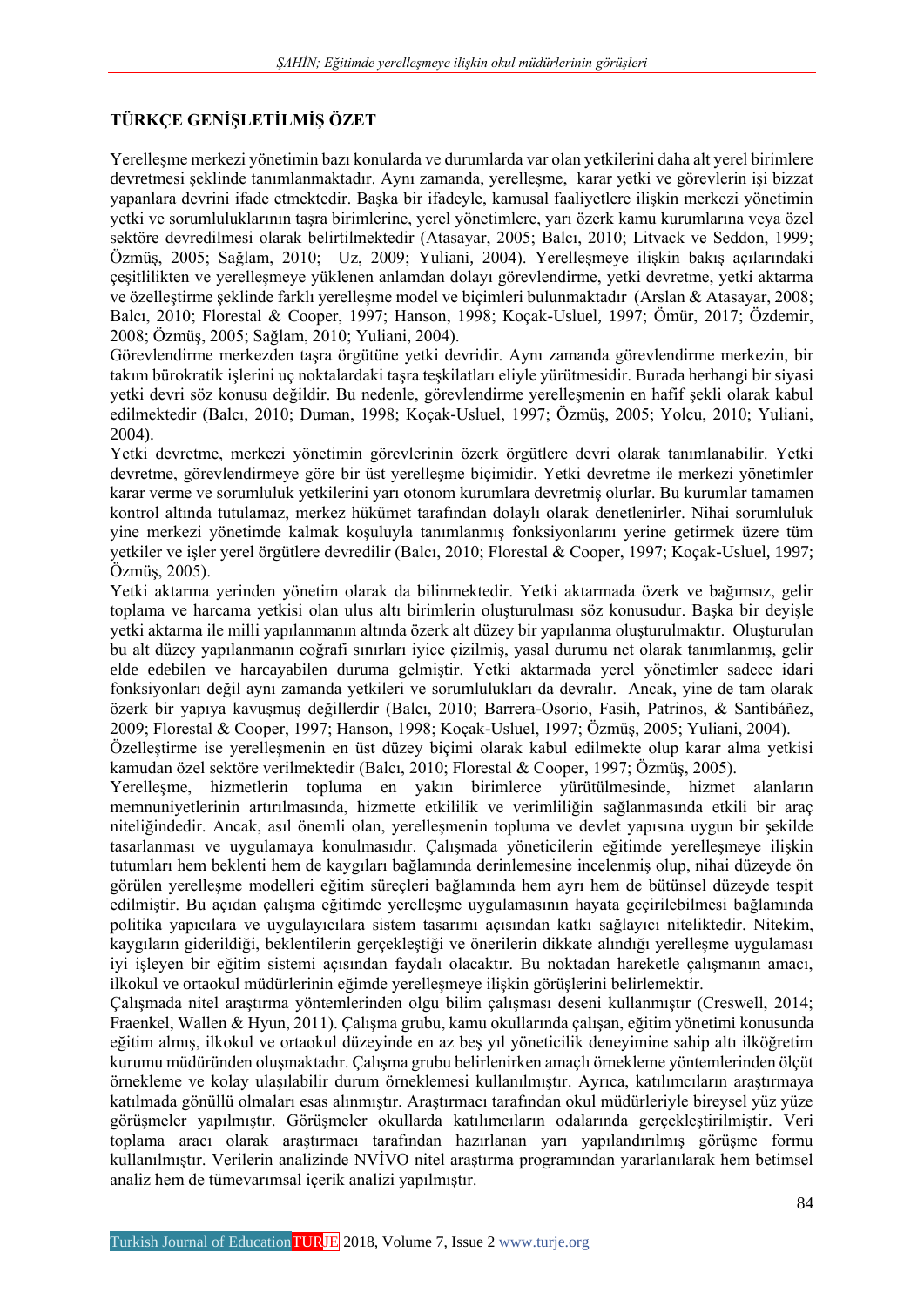## TÜRKÇE GENİŞLETİLMİŞ ÖZET

Yerelleşme merkezi yönetimin bazı konularda ve durumlarda var olan yetkilerini daha alt yerel birimlere devretmesi şeklinde tanımlanmaktadır. Aynı zamanda, yerelleşme, karar yetki ve görevlerin işi bizzat yapanlara devrini ifade etmektedir. Başka bir ifadeyle, kamusal faaliyetlere ilişkin merkezi yönetimin yetki ve sorumluluklarının taşra birimlerine, yerel yönetimlere, yarı özerk kamu kurumlarına veya özel sektöre devredilmesi olarak belirtilmektedir (Atasayar, 2005; Balcı, 2010; Litvack ve Seddon, 1999; Özmüş, 2005; Sağlam, 2010; Uz, 2009; Yuliani, 2004). Yerelleşmeye ilişkin bakış açılarındaki çeşitlilikten ve yerelleşmeye yüklenen anlamdan dolayı görevlendirme, yetki devretme, yetki aktarma ve özelleştirme şeklinde farklı yerelleşme model ve biçimleri bulunmaktadır (Arslan & Atasayar, 2008; Balcı, 2010; Florestal & Cooper, 1997; Hanson, 1998; Koçak-Usluel, 1997; Ömür, 2017; Özdemir, 2008; Özmüş, 2005; Sağlam, 2010; Yuliani, 2004).

Görevlendirme merkezden taşra örgütüne yetki devridir. Aynı zamanda görevlendirme merkezin, bir takım bürokratik işlerini uç noktalardaki taşra teşkilatları eliyle yürütmesidir. Burada herhangi bir siyasi yetki devri söz konusu değildir. Bu nedenle, görevlendirme yerelleşmenin en hafif şekli olarak kabul edilmektedir (Balcı, 2010; Duman, 1998; Koçak-Usluel, 1997; Özmüş, 2005; Yolcu, 2010; Yuliani, 2004).

Yetki devretme, merkezi yönetimin görevlerinin özerk örgütlere devri olarak tanımlanabilir. Yetki devretme, görevlendirmeye göre bir üst yerelleşme biçimidir. Yetki devretme ile merkezi yönetimler karar verme ve sorumluluk yetkilerini yarı otonom kurumlara devretmiş olurlar. Bu kurumlar tamamen kontrol altında tutulamaz, merkez hükümet tarafından dolaylı olarak denetlenirler. Nihai sorumluluk yine merkezi yönetimde kalmak koşuluyla tanımlanmış fonksiyonlarını yerine getirmek üzere tüm yetkiler ve işler yerel örgütlere devredilir (Balcı, 2010; Florestal & Cooper, 1997; Koçak-Usluel, 1997; Özmüş, 2005).

Yetki aktarma yerinden yönetim olarak da bilinmektedir. Yetki aktarmada özerk ve bağımsız, gelir toplama ve harcama yetkisi olan ulus altı birimlerin oluşturulması söz konusudur. Başka bir deyişle yetki aktarma ile milli yapılanmanın altında özerk alt düzey bir yapılanma oluşturulmaktır. Oluşturulan bu alt düzey yapılanmanın coğrafi sınırları iyice çizilmiş, yasal durumu net olarak tanımlanmış, gelir elde edebilen ve harcayabilen duruma gelmiştir. Yetki aktarmada yerel yönetimler sadece idari fonksiyonları değil aynı zamanda yetkileri ve sorumlulukları da devralır. Ancak, yine de tam olarak özerk bir yapıya kavuşmuş değillerdir (Balcı, 2010; Barrera-Osorio, Fasih, Patrinos, & Santibáñez, 2009; Florestal & Cooper, 1997; Hanson, 1998; Koçak-Usluel, 1997; Özmüş, 2005; Yuliani, 2004).

Özelleştirme ise yerelleşmenin en üst düzey biçimi olarak kabul edilmekte olup karar alma yetkisi kamudan özel sektöre verilmektedir (Balcı, 2010; Florestal & Cooper, 1997; Özmüş, 2005).

Yerelleşme, hizmetlerin topluma en yakın birimlerce yürütülmesinde, hizmet alanların memnuniyetlerinin artırılmasında, hizmette etkililik ve verimliliğin sağlanmasında etkili bir araç niteliğindedir. Ancak, asıl önemli olan, yerelleşmenin topluma ve devlet yapısına uygun bir şekilde tasarlanması ve uygulamaya konulmasıdır. Çalışmada yöneticilerin eğitimde yerelleşmeye ilişkin tutumları hem beklenti hem de kaygıları bağlamında derinlemesine incelenmiş olup, nihai düzeyde ön görülen yerelleşme modelleri eğitim süreçleri bağlamında hem ayrı hem de bütünsel düzeyde tespit edilmiştir. Bu açıdan çalışma eğitimde yerelleşme uygulamasının hayata geçirilebilmesi bağlamında politika yapıcılara ve uygulayıcılara sistem tasarımı açısından katkı sağlayıcı niteliktedir. Nitekim, kaygıların giderildiği, beklentilerin gerçekleştiği ve önerilerin dikkate alındığı yerelleşme uygulaması iyi işleyen bir eğitim sistemi açısından faydalı olacaktır. Bu noktadan hareketle çalışmanın amacı, ilkokul ve ortaokul müdürlerinin eğimde yerelleşmeye ilişkin görüşlerini belirlemektir.

Çalışmada nitel araştırma yöntemlerinden olgu bilim çalışması deseni kullanılmıştır (Creswell, 2014; Fraenkel, Wallen & Hyun, 2011). Çalışma grubu, kamu okullarında çalışan, eğitim yönetimi konusunda eğitim almış, ilkokul ve ortaokul düzeyinde en az beş yıl yöneticilik deneyimine sahip altı ilköğretim kurumu müdüründen oluşmaktadır. Çalışma grubu belirlenirken amaçlı örnekleme yöntemlerinden ölçüt örnekleme ve kolay ulaşılabilir durum örneklemesi kullanılmıştır. Ayrıca, katılımcıların araştırmaya katılmada gönüllü olmaları esas alınmıştır. Araştırmacı tarafından okul müdürleriyle bireysel yüz yüze görüşmeler yapılmıştır. Görüşmeler okullarda katılımcıların odalarında gerçekleştirilmiştir. Veri toplama aracı olarak araştırmacı tarafından hazırlanan yarı yapılandırılmış görüşme formu kullanılmıştır. Verilerin analizinde NVİVO nitel araştırma programından yararlanılarak hem betimsel analiz hem de tümevarımsal içerik analizi yapılmıştır.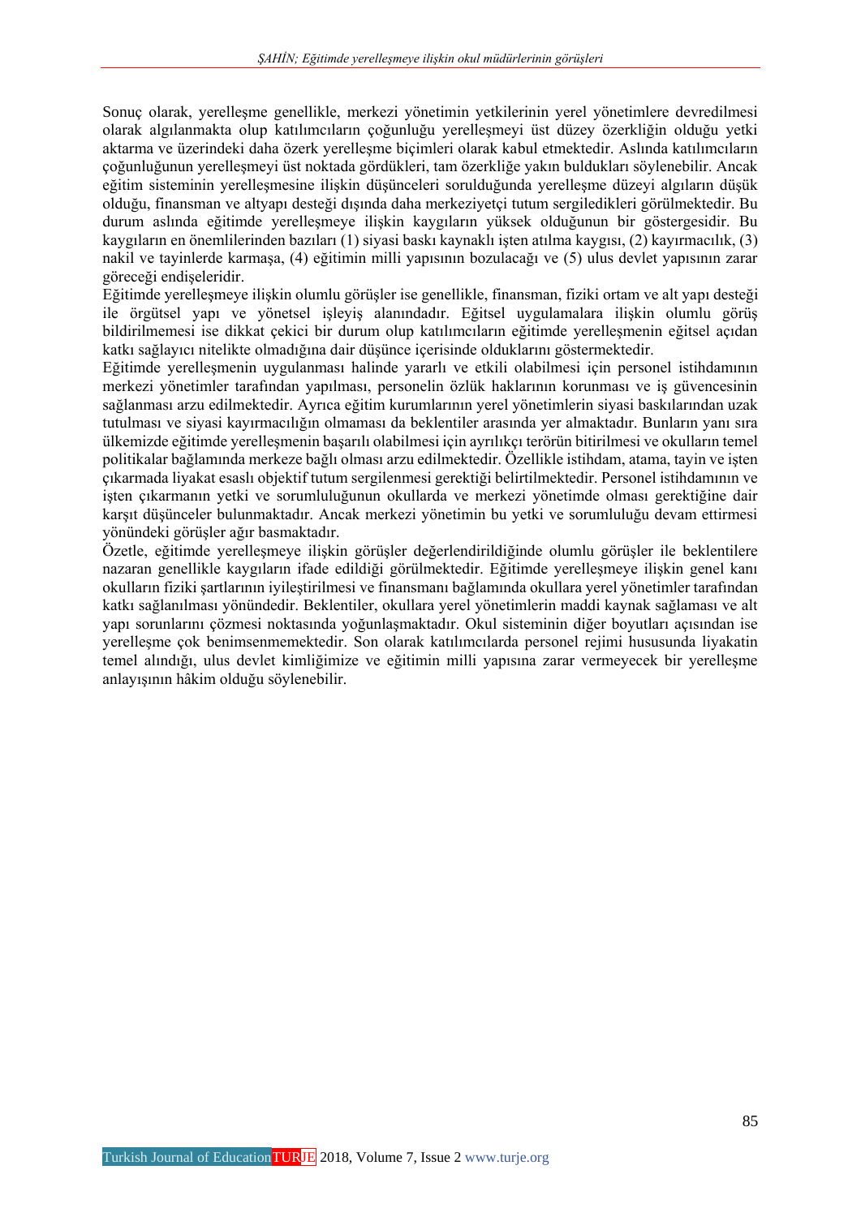Sonuç olarak, yerelleşme genellikle, merkezi yönetimin yetkilerinin yerel yönetimlere devredilmesi olarak algılanmakta olup katılımcıların çoğunluğu yerelleşmeyi üst düzey özerkliğin olduğu yetki aktarma ve üzerindeki daha özerk yerelleşme biçimleri olarak kabul etmektedir. Aslında katılımcıların çoğunluğunun yerelleşmeyi üst noktada gördükleri, tam özerkliğe yakın buldukları söylenebilir. Ancak eğitim sisteminin yerelleşmesine ilişkin düşünceleri sorulduğunda yerelleşme düzeyi algıların düşük olduğu, finansman ve altyapı desteği dışında daha merkeziyetçi tutum sergiledikleri görülmektedir. Bu durum aslında eğitimde yerelleşmeye ilişkin kaygıların yüksek olduğunun bir göstergesidir. Bu kaygıların en önemlilerinden bazıları (1) siyasi baskı kaynaklı işten atılma kaygısı, (2) kayırmacılık, (3) nakil ve tayinlerde karmaşa, (4) eğitimin milli yapısının bozulacağı ve (5) ulus devlet yapısının zarar göreceği endişeleridir.

Eğitimde yerelleşmeye ilişkin olumlu görüşler ise genellikle, finansman, fiziki ortam ve alt yapı desteği ile örgütsel yapı ve yönetsel işleyiş alanındadır. Eğitsel uygulamalara ilişkin olumlu görüş bildirilmemesi ise dikkat çekici bir durum olup katılımcıların eğitimde yerelleşmenin eğitsel açıdan katkı sağlayıcı nitelikte olmadığına dair düşünce içerisinde olduklarını göstermektedir.

Eğitimde yerelleşmenin uygulanması halinde yararlı ve etkili olabilmesi için personel istihdamının merkezi yönetimler tarafından yapılması, personelin özlük haklarının korunması ve iş güvencesinin sağlanması arzu edilmektedir. Ayrıca eğitim kurumlarının yerel yönetimlerin siyasi baskılarından uzak tutulması ve siyasi kayırmacılığın olmaması da beklentiler arasında yer almaktadır. Bunların yanı sıra ülkemizde eğitimde yerelleşmenin başarılı olabilmesi için ayrılıkçı terörün bitirilmesi ve okulların temel politikalar bağlamında merkeze bağlı olması arzu edilmektedir. Özellikle istihdam, atama, tayin ve işten çıkarmada liyakat esaslı objektif tutum sergilenmesi gerektiği belirtilmektedir. Personel istihdamının ve işten çıkarmanın yetki ve sorumluluğunun okullarda ve merkezi yönetimde olması gerektiğine dair karşıt düşünceler bulunmaktadır. Ancak merkezi yönetimin bu yetki ve sorumluluğu devam ettirmesi yönündeki görüşler ağır basmaktadır.

Özetle, eğitimde yerelleşmeye ilişkin görüşler değerlendirildiğinde olumlu görüşler ile beklentilere nazaran genellikle kaygıların ifade edildiği görülmektedir. Eğitimde yerelleşmeye ilişkin genel kanı okulların fiziki şartlarının iyileştirilmesi ve finansmanı bağlamında okullara yerel yönetimler tarafından katkı sağlanılması yönündedir. Beklentiler, okullara yerel yönetimlerin maddi kaynak sağlaması ve alt yapı sorunlarını çözmesi noktasında yoğunlaşmaktadır. Okul sisteminin diğer boyutları açısından ise yerelleşme çok benimsenmemektedir. Son olarak katılımcılarda personel rejimi hususunda liyakatin temel alındığı, ulus devlet kimliğimize ve eğitimin milli yapısına zarar vermeyecek bir yerelleşme anlayışının hâkim olduğu söylenebilir.